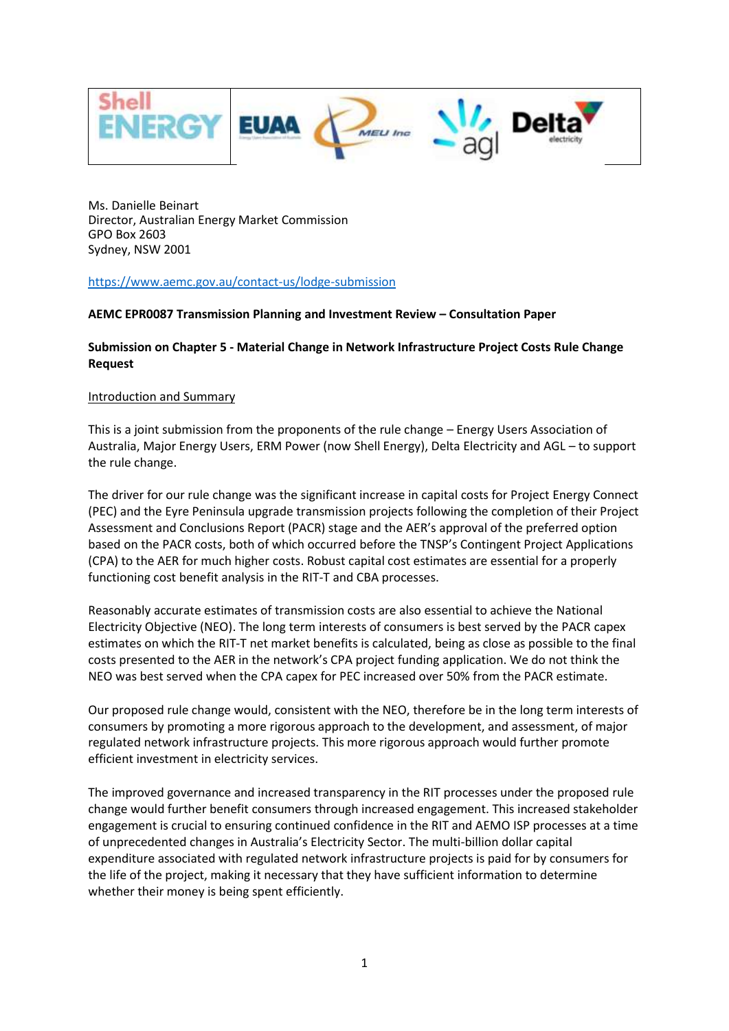Ms. Danielle Beinart
Director, Australian Energy Market Commission
GPO Box 2603
Sydney, NSW 2001

https://www.aemc.gov.au/contact-us/lodge-submission

**AEMC EPR0087 Transmission Planning and Investment Review – Consultation Paper**

**Submission on Chapter 5 - Material Change in Network Infrastructure Project Costs Rule Change Request**

Introduction and Summary

This is a joint submission from the proponents of the rule change – Energy Users Association of Australia, Major Energy Users, ERM Power (now Shell Energy), Delta Electricity and AGL – to support the rule change.

The driver for our rule change was the significant increase in capital costs for Project Energy Connect (PEC) and the Eyre Peninsula upgrade transmission projects following the completion of their Project Assessment and Conclusions Report (PACR) stage and the AER's approval of the preferred option based on the PACR costs, both of which occurred before the TNSP's Contingent Project Applications (CPA) to the AER for much higher costs. Robust capital cost estimates are essential for a properly functioning cost benefit analysis in the RIT-T and CBA processes.

Reasonably accurate estimates of transmission costs are also essential to achieve the National Electricity Objective (NEO). The long term interests of consumers is best served by the PACR capex estimates on which the RIT-T net market benefits is calculated, being as close as possible to the final costs presented to the AER in the network's CPA project funding application. We do not think the NEO was best served when the CPA capex for PEC increased over 50% from the PACR estimate.

Our proposed rule change would, consistent with the NEO, therefore be in the long term interests of consumers by promoting a more rigorous approach to the development, and assessment, of major regulated network infrastructure projects. This more rigorous approach would further promote efficient investment in electricity services.

The improved governance and increased transparency in the RIT processes under the proposed rule change would further benefit consumers through increased engagement. This increased stakeholder engagement is crucial to ensuring continued confidence in the RIT and AEMO ISP processes at a time of unprecedented changes in Australia's Electricity Sector. The multi-billion dollar capital expenditure associated with regulated network infrastructure projects is paid for by consumers for the life of the project, making it necessary that they have sufficient information to determine whether their money is being spent efficiently.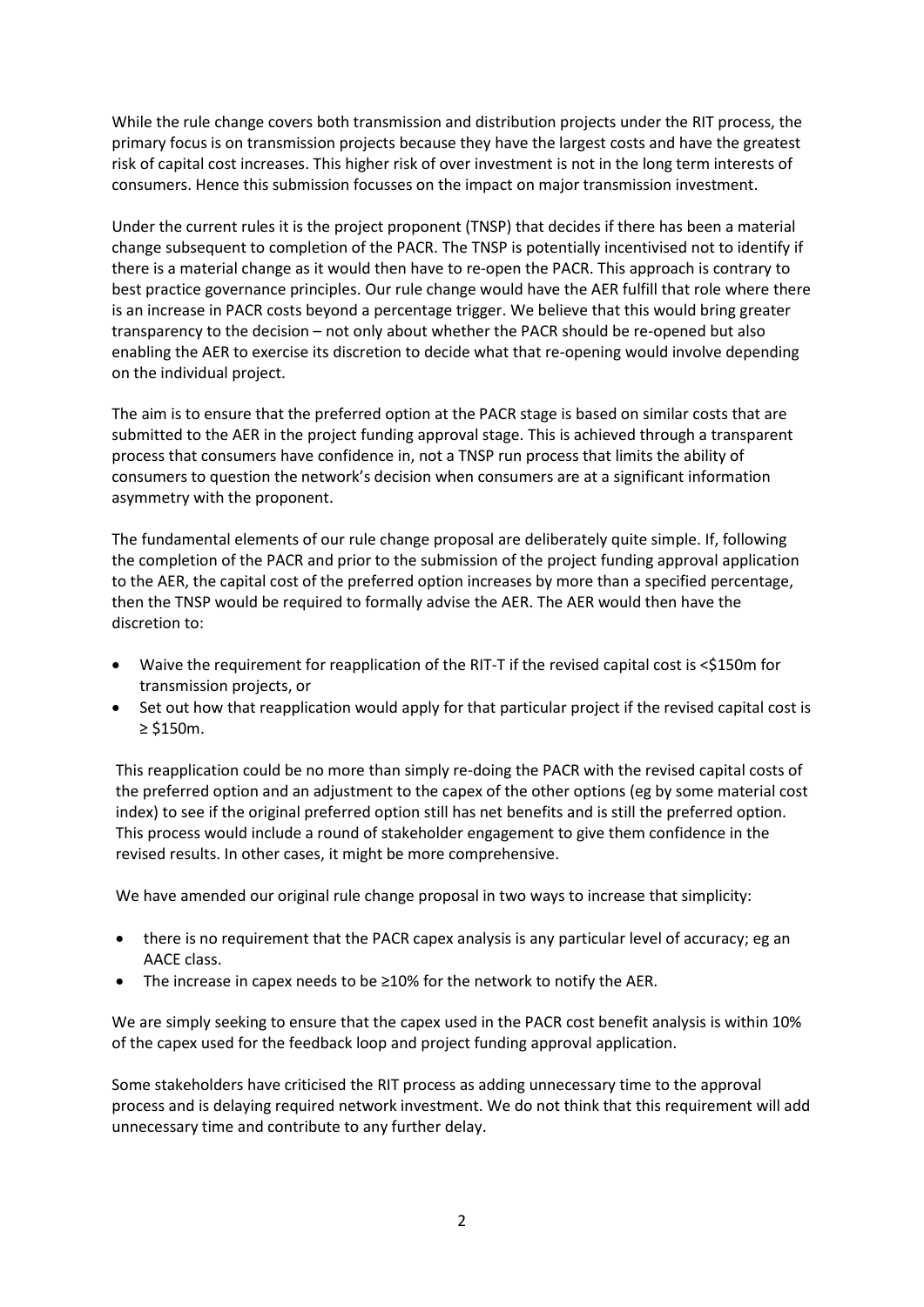While the rule change covers both transmission and distribution projects under the RIT process, the primary focus is on transmission projects because they have the largest costs and have the greatest risk of capital cost increases. This higher risk of over investment is not in the long term interests of consumers. Hence this submission focusses on the impact on major transmission investment.

Under the current rules it is the project proponent (TNSP) that decides if there has been a material change subsequent to completion of the PACR. The TNSP is potentially incentivised not to identify if there is a material change as it would then have to re-open the PACR. This approach is contrary to best practice governance principles. Our rule change would have the AER fulfill that role where there is an increase in PACR costs beyond a percentage trigger. We believe that this would bring greater transparency to the decision – not only about whether the PACR should be re-opened but also enabling the AER to exercise its discretion to decide what that re-opening would involve depending on the individual project.

The aim is to ensure that the preferred option at the PACR stage is based on similar costs that are submitted to the AER in the project funding approval stage. This is achieved through a transparent process that consumers have confidence in, not a TNSP run process that limits the ability of consumers to question the network's decision when consumers are at a significant information asymmetry with the proponent.

The fundamental elements of our rule change proposal are deliberately quite simple. If, following the completion of the PACR and prior to the submission of the project funding approval application to the AER, the capital cost of the preferred option increases by more than a specified percentage, then the TNSP would be required to formally advise the AER. The AER would then have the discretion to:

- Waive the requirement for reapplication of the RIT-T if the revised capital cost is <$150m for transmission projects, or
- Set out how that reapplication would apply for that particular project if the revised capital cost is ≥ $150m.

This reapplication could be no more than simply re-doing the PACR with the revised capital costs of the preferred option and an adjustment to the capex of the other options (eg by some material cost index) to see if the original preferred option still has net benefits and is still the preferred option. This process would include a round of stakeholder engagement to give them confidence in the revised results. In other cases, it might be more comprehensive.

We have amended our original rule change proposal in two ways to increase that simplicity:

- there is no requirement that the PACR capex analysis is any particular level of accuracy; eg an AACE class.
- The increase in capex needs to be ≥10% for the network to notify the AER.

We are simply seeking to ensure that the capex used in the PACR cost benefit analysis is within 10% of the capex used for the feedback loop and project funding approval application.

Some stakeholders have criticised the RIT process as adding unnecessary time to the approval process and is delaying required network investment. We do not think that this requirement will add unnecessary time and contribute to any further delay.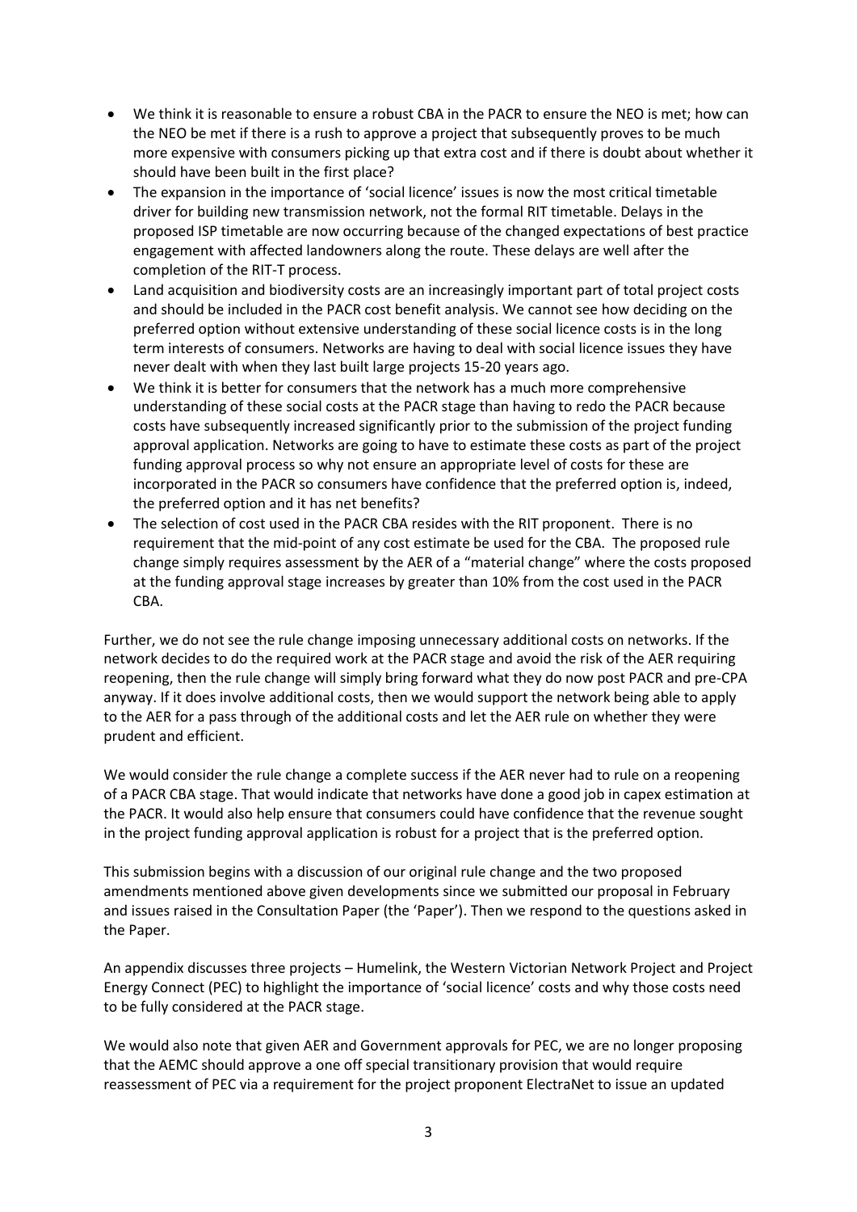- We think it is reasonable to ensure a robust CBA in the PACR to ensure the NEO is met; how can the NEO be met if there is a rush to approve a project that subsequently proves to be much more expensive with consumers picking up that extra cost and if there is doubt about whether it should have been built in the first place?
- The expansion in the importance of 'social licence' issues is now the most critical timetable driver for building new transmission network, not the formal RIT timetable. Delays in the proposed ISP timetable are now occurring because of the changed expectations of best practice engagement with affected landowners along the route. These delays are well after the completion of the RIT-T process.
- Land acquisition and biodiversity costs are an increasingly important part of total project costs and should be included in the PACR cost benefit analysis. We cannot see how deciding on the preferred option without extensive understanding of these social licence costs is in the long term interests of consumers. Networks are having to deal with social licence issues they have never dealt with when they last built large projects 15-20 years ago.
- We think it is better for consumers that the network has a much more comprehensive understanding of these social costs at the PACR stage than having to redo the PACR because costs have subsequently increased significantly prior to the submission of the project funding approval application. Networks are going to have to estimate these costs as part of the project funding approval process so why not ensure an appropriate level of costs for these are incorporated in the PACR so consumers have confidence that the preferred option is, indeed, the preferred option and it has net benefits?
- The selection of cost used in the PACR CBA resides with the RIT proponent. There is no requirement that the mid-point of any cost estimate be used for the CBA. The proposed rule change simply requires assessment by the AER of a "material change" where the costs proposed at the funding approval stage increases by greater than 10% from the cost used in the PACR CBA.

Further, we do not see the rule change imposing unnecessary additional costs on networks. If the network decides to do the required work at the PACR stage and avoid the risk of the AER requiring reopening, then the rule change will simply bring forward what they do now post PACR and pre-CPA anyway. If it does involve additional costs, then we would support the network being able to apply to the AER for a pass through of the additional costs and let the AER rule on whether they were prudent and efficient.

We would consider the rule change a complete success if the AER never had to rule on a reopening of a PACR CBA stage. That would indicate that networks have done a good job in capex estimation at the PACR. It would also help ensure that consumers could have confidence that the revenue sought in the project funding approval application is robust for a project that is the preferred option.

This submission begins with a discussion of our original rule change and the two proposed amendments mentioned above given developments since we submitted our proposal in February and issues raised in the Consultation Paper (the 'Paper'). Then we respond to the questions asked in the Paper.

An appendix discusses three projects – Humelink, the Western Victorian Network Project and Project Energy Connect (PEC) to highlight the importance of 'social licence' costs and why those costs need to be fully considered at the PACR stage.

We would also note that given AER and Government approvals for PEC, we are no longer proposing that the AEMC should approve a one off special transitionary provision that would require reassessment of PEC via a requirement for the project proponent ElectraNet to issue an updated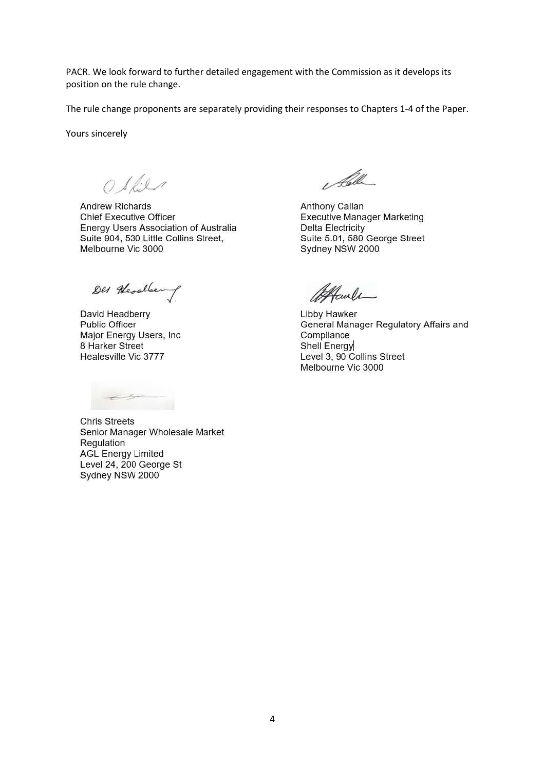PACR. We look forward to further detailed engagement with the Commission as it develops its position on the rule change.

The rule change proponents are separately providing their responses to Chapters 1-4 of the Paper.

Yours sincerely

Andrew Richards
Chief Executive Officer
Energy Users Association of Australia
Suite 904, 530 Little Collins Street,
Melbourne Vic 3000

Anthony Callan
Executive Manager Marketing
Delta Electricity
Suite 5.01, 580 George Street
Sydney NSW 2000

David Headberry
Public Officer
Major Energy Users, Inc
8 Harker Street
Healesville Vic 3777

Libby Hawker
General Manager Regulatory Affairs and Compliance
Shell Energy
Level 3, 90 Collins Street
Melbourne Vic 3000

Chris Streets
Senior Manager Wholesale Market Regulation
AGL Energy Limited
Level 24, 200 George St
Sydney NSW 2000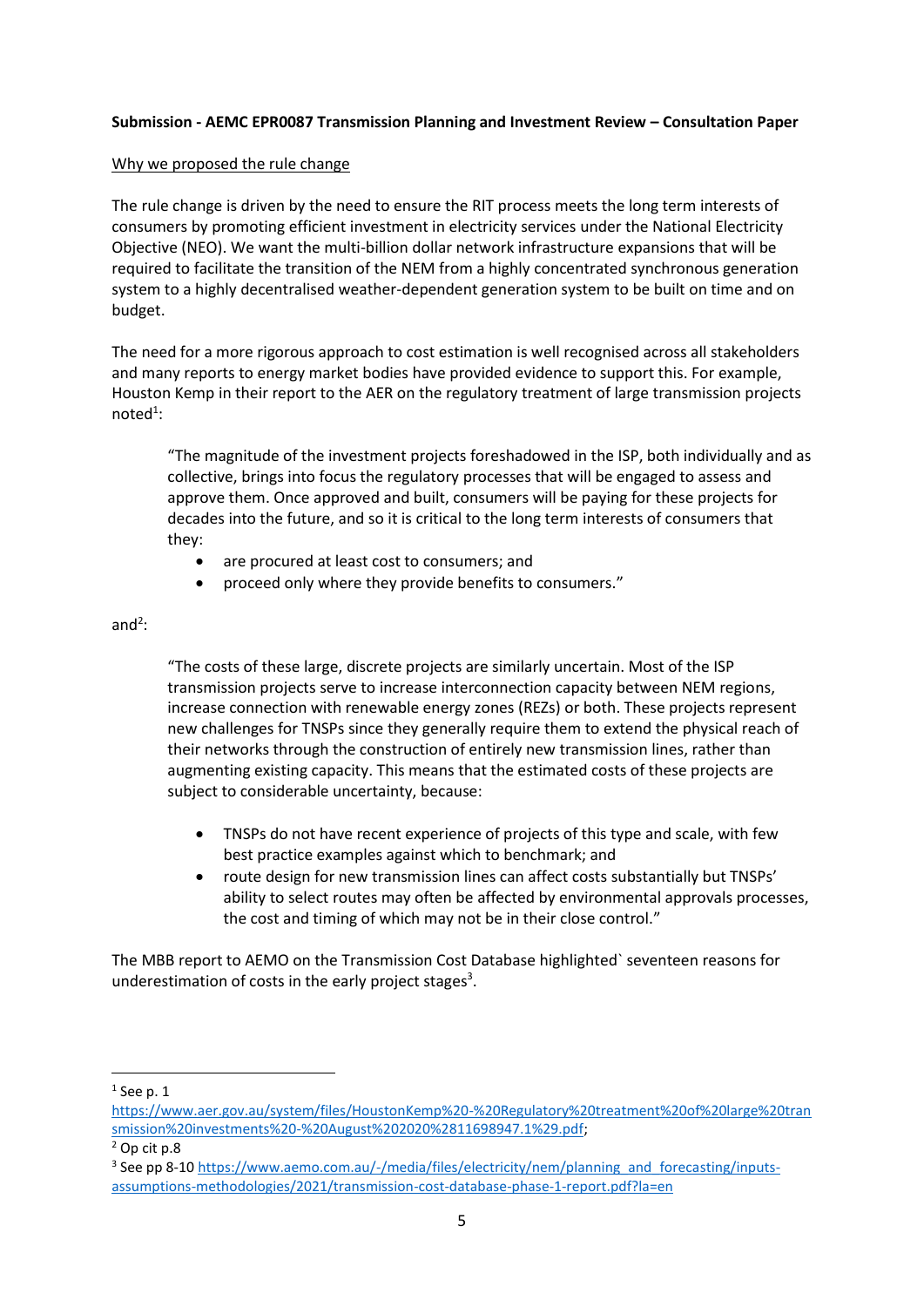**Submission - AEMC EPR0087 Transmission Planning and Investment Review – Consultation Paper**

Why we proposed the rule change

The rule change is driven by the need to ensure the RIT process meets the long term interests of consumers by promoting efficient investment in electricity services under the National Electricity Objective (NEO). We want the multi-billion dollar network infrastructure expansions that will be required to facilitate the transition of the NEM from a highly concentrated synchronous generation system to a highly decentralised weather-dependent generation system to be built on time and on budget.

The need for a more rigorous approach to cost estimation is well recognised across all stakeholders and many reports to energy market bodies have provided evidence to support this. For example, Houston Kemp in their report to the AER on the regulatory treatment of large transmission projects noted[1]:

> "The magnitude of the investment projects foreshadowed in the ISP, both individually and as collective, brings into focus the regulatory processes that will be engaged to assess and approve them. Once approved and built, consumers will be paying for these projects for decades into the future, and so it is critical to the long term interests of consumers that they:
>
> - are procured at least cost to consumers; and
> - proceed only where they provide benefits to consumers."

and[2]:

> "The costs of these large, discrete projects are similarly uncertain. Most of the ISP transmission projects serve to increase interconnection capacity between NEM regions, increase connection with renewable energy zones (REZs) or both. These projects represent new challenges for TNSPs since they generally require them to extend the physical reach of their networks through the construction of entirely new transmission lines, rather than augmenting existing capacity. This means that the estimated costs of these projects are subject to considerable uncertainty, because:
>
> - TNSPs do not have recent experience of projects of this type and scale, with few best practice examples against which to benchmark; and
> - route design for new transmission lines can affect costs substantially but TNSPs' ability to select routes may often be affected by environmental approvals processes, the cost and timing of which may not be in their close control."

The MBB report to AEMO on the Transmission Cost Database highlighted` seventeen reasons for underestimation of costs in the early project stages[3].

---

[1] See p. 1 https://www.aer.gov.au/system/files/HoustonKemp%20-%20Regulatory%20treatment%20of%20large%20transmission%20investments%20-%20August%202020%2811698947.1%29.pdf;

[2] Op cit p.8

[3] See pp 8-10 https://www.aemo.com.au/-/media/files/electricity/nem/planning_and_forecasting/inputs-assumptions-methodologies/2021/transmission-cost-database-phase-1-report.pdf?la=en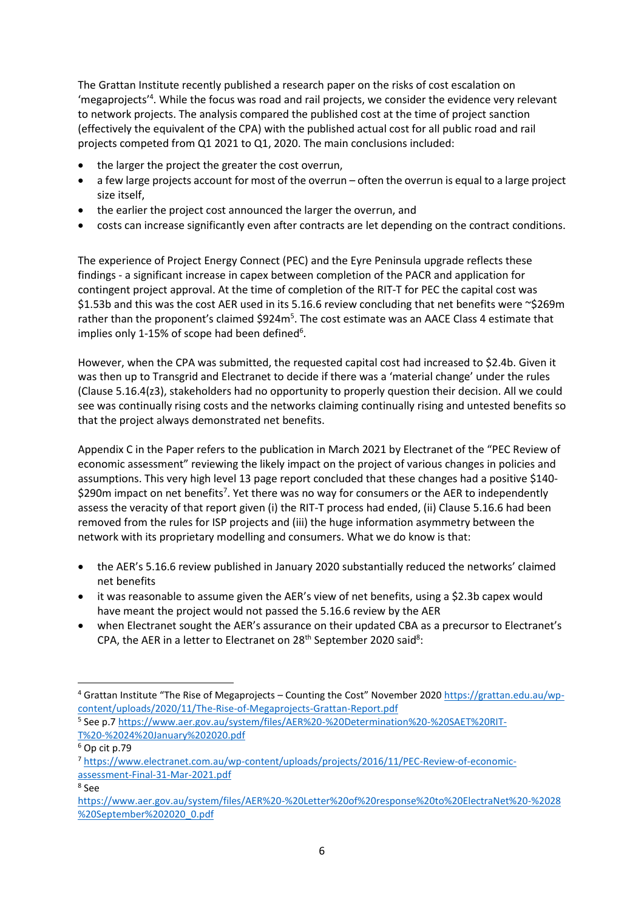The Grattan Institute recently published a research paper on the risks of cost escalation on 'megaprojects'[4]. While the focus was road and rail projects, we consider the evidence very relevant to network projects. The analysis compared the published cost at the time of project sanction (effectively the equivalent of the CPA) with the published actual cost for all public road and rail projects competed from Q1 2021 to Q1, 2020. The main conclusions included:

- the larger the project the greater the cost overrun,
- a few large projects account for most of the overrun – often the overrun is equal to a large project size itself,
- the earlier the project cost announced the larger the overrun, and
- costs can increase significantly even after contracts are let depending on the contract conditions.

The experience of Project Energy Connect (PEC) and the Eyre Peninsula upgrade reflects these findings - a significant increase in capex between completion of the PACR and application for contingent project approval. At the time of completion of the RIT-T for PEC the capital cost was \$1.53b and this was the cost AER used in its 5.16.6 review concluding that net benefits were ~\$269m rather than the proponent's claimed \$924m[5]. The cost estimate was an AACE Class 4 estimate that implies only 1-15% of scope had been defined[6].

However, when the CPA was submitted, the requested capital cost had increased to \$2.4b. Given it was then up to Transgrid and Electranet to decide if there was a 'material change' under the rules (Clause 5.16.4(z3), stakeholders had no opportunity to properly question their decision. All we could see was continually rising costs and the networks claiming continually rising and untested benefits so that the project always demonstrated net benefits.

Appendix C in the Paper refers to the publication in March 2021 by Electranet of the "PEC Review of economic assessment" reviewing the likely impact on the project of various changes in policies and assumptions. This very high level 13 page report concluded that these changes had a positive \$140-\$290m impact on net benefits[7]. Yet there was no way for consumers or the AER to independently assess the veracity of that report given (i) the RIT-T process had ended, (ii) Clause 5.16.6 had been removed from the rules for ISP projects and (iii) the huge information asymmetry between the network with its proprietary modelling and consumers. What we do know is that:

- the AER's 5.16.6 review published in January 2020 substantially reduced the networks' claimed net benefits
- it was reasonable to assume given the AER's view of net benefits, using a \$2.3b capex would have meant the project would not passed the 5.16.6 review by the AER
- when Electranet sought the AER's assurance on their updated CBA as a precursor to Electranet's CPA, the AER in a letter to Electranet on 28th September 2020 said[8]:

---

[4] Grattan Institute "The Rise of Megaprojects – Counting the Cost" November 2020 https://grattan.edu.au/wp-content/uploads/2020/11/The-Rise-of-Megaprojects-Grattan-Report.pdf

[5] See p.7 https://www.aer.gov.au/system/files/AER%20-%20Determination%20-%20SAET%20RIT-T%20-%2024%20January%202020.pdf

[6] Op cit p.79

[7] https://www.electranet.com.au/wp-content/uploads/projects/2016/11/PEC-Review-of-economic-assessment-Final-31-Mar-2021.pdf

[8] See https://www.aer.gov.au/system/files/AER%20-%20Letter%20of%20response%20to%20ElectraNet%20-%2028%20September%202020_0.pdf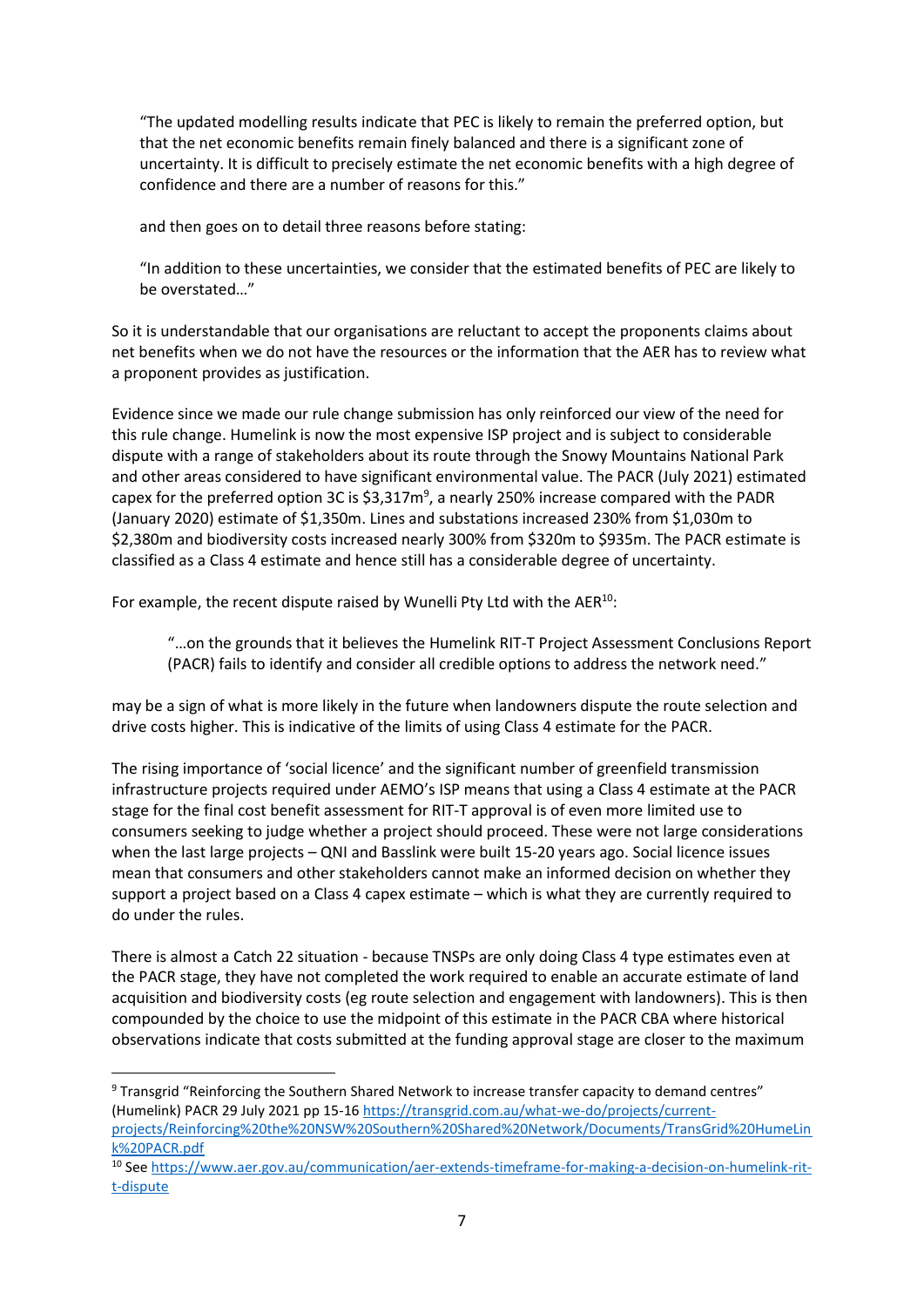> "The updated modelling results indicate that PEC is likely to remain the preferred option, but that the net economic benefits remain finely balanced and there is a significant zone of uncertainty. It is difficult to precisely estimate the net economic benefits with a high degree of confidence and there are a number of reasons for this."
>
> and then goes on to detail three reasons before stating:
>
> "In addition to these uncertainties, we consider that the estimated benefits of PEC are likely to be overstated…"

So it is understandable that our organisations are reluctant to accept the proponents claims about net benefits when we do not have the resources or the information that the AER has to review what a proponent provides as justification.

Evidence since we made our rule change submission has only reinforced our view of the need for this rule change. Humelink is now the most expensive ISP project and is subject to considerable dispute with a range of stakeholders about its route through the Snowy Mountains National Park and other areas considered to have significant environmental value. The PACR (July 2021) estimated capex for the preferred option 3C is $3,317m[9], a nearly 250% increase compared with the PADR (January 2020) estimate of $1,350m. Lines and substations increased 230% from $1,030m to $2,380m and biodiversity costs increased nearly 300% from $320m to $935m. The PACR estimate is classified as a Class 4 estimate and hence still has a considerable degree of uncertainty.

For example, the recent dispute raised by Wunelli Pty Ltd with the AER[10]:

> "…on the grounds that it believes the Humelink RIT-T Project Assessment Conclusions Report (PACR) fails to identify and consider all credible options to address the network need."

may be a sign of what is more likely in the future when landowners dispute the route selection and drive costs higher. This is indicative of the limits of using Class 4 estimate for the PACR.

The rising importance of 'social licence' and the significant number of greenfield transmission infrastructure projects required under AEMO's ISP means that using a Class 4 estimate at the PACR stage for the final cost benefit assessment for RIT-T approval is of even more limited use to consumers seeking to judge whether a project should proceed. These were not large considerations when the last large projects – QNI and Basslink were built 15-20 years ago. Social licence issues mean that consumers and other stakeholders cannot make an informed decision on whether they support a project based on a Class 4 capex estimate – which is what they are currently required to do under the rules.

There is almost a Catch 22 situation - because TNSPs are only doing Class 4 type estimates even at the PACR stage, they have not completed the work required to enable an accurate estimate of land acquisition and biodiversity costs (eg route selection and engagement with landowners). This is then compounded by the choice to use the midpoint of this estimate in the PACR CBA where historical observations indicate that costs submitted at the funding approval stage are closer to the maximum

---

[9] Transgrid "Reinforcing the Southern Shared Network to increase transfer capacity to demand centres" (Humelink) PACR 29 July 2021 pp 15-16 https://transgrid.com.au/what-we-do/projects/current-projects/Reinforcing%20the%20NSW%20Southern%20Shared%20Network/Documents/TransGrid%20HumeLink%20PACR.pdf

[10] See https://www.aer.gov.au/communication/aer-extends-timeframe-for-making-a-decision-on-humelink-rit-t-dispute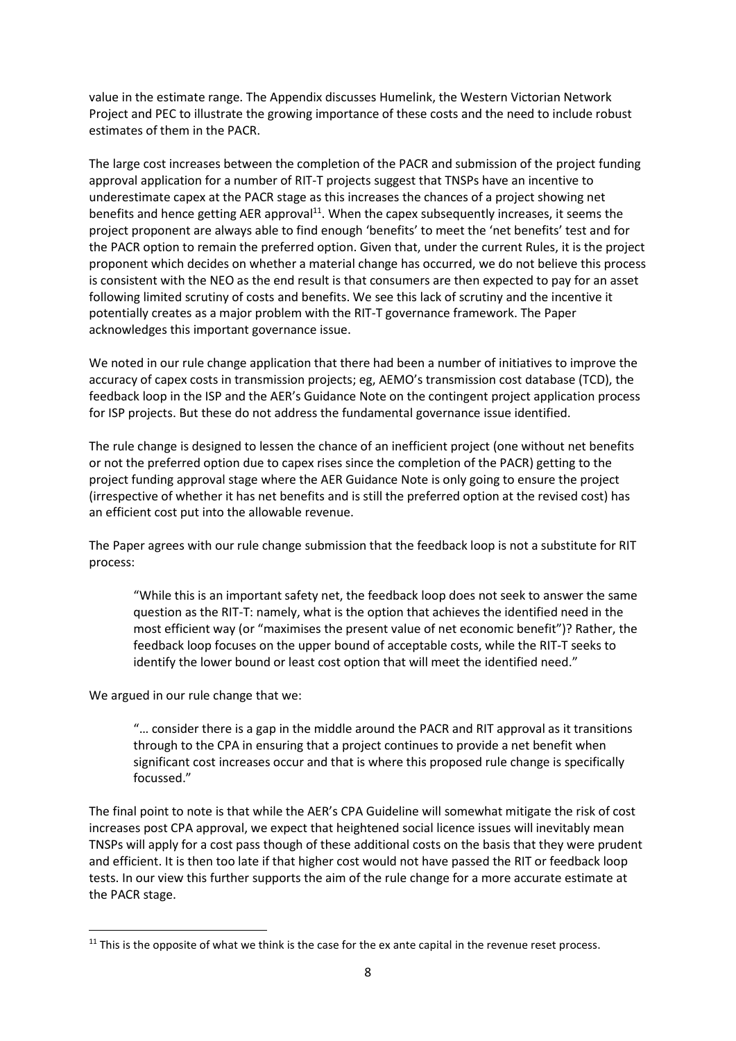value in the estimate range. The Appendix discusses Humelink, the Western Victorian Network Project and PEC to illustrate the growing importance of these costs and the need to include robust estimates of them in the PACR.

The large cost increases between the completion of the PACR and submission of the project funding approval application for a number of RIT-T projects suggest that TNSPs have an incentive to underestimate capex at the PACR stage as this increases the chances of a project showing net benefits and hence getting AER approval[11]. When the capex subsequently increases, it seems the project proponent are always able to find enough 'benefits' to meet the 'net benefits' test and for the PACR option to remain the preferred option. Given that, under the current Rules, it is the project proponent which decides on whether a material change has occurred, we do not believe this process is consistent with the NEO as the end result is that consumers are then expected to pay for an asset following limited scrutiny of costs and benefits. We see this lack of scrutiny and the incentive it potentially creates as a major problem with the RIT-T governance framework. The Paper acknowledges this important governance issue.

We noted in our rule change application that there had been a number of initiatives to improve the accuracy of capex costs in transmission projects; eg, AEMO's transmission cost database (TCD), the feedback loop in the ISP and the AER's Guidance Note on the contingent project application process for ISP projects. But these do not address the fundamental governance issue identified.

The rule change is designed to lessen the chance of an inefficient project (one without net benefits or not the preferred option due to capex rises since the completion of the PACR) getting to the project funding approval stage where the AER Guidance Note is only going to ensure the project (irrespective of whether it has net benefits and is still the preferred option at the revised cost) has an efficient cost put into the allowable revenue.

The Paper agrees with our rule change submission that the feedback loop is not a substitute for RIT process:

> "While this is an important safety net, the feedback loop does not seek to answer the same question as the RIT-T: namely, what is the option that achieves the identified need in the most efficient way (or "maximises the present value of net economic benefit")? Rather, the feedback loop focuses on the upper bound of acceptable costs, while the RIT-T seeks to identify the lower bound or least cost option that will meet the identified need."

We argued in our rule change that we:

> "… consider there is a gap in the middle around the PACR and RIT approval as it transitions through to the CPA in ensuring that a project continues to provide a net benefit when significant cost increases occur and that is where this proposed rule change is specifically focussed."

The final point to note is that while the AER's CPA Guideline will somewhat mitigate the risk of cost increases post CPA approval, we expect that heightened social licence issues will inevitably mean TNSPs will apply for a cost pass though of these additional costs on the basis that they were prudent and efficient. It is then too late if that higher cost would not have passed the RIT or feedback loop tests. In our view this further supports the aim of the rule change for a more accurate estimate at the PACR stage.

---

[11] This is the opposite of what we think is the case for the ex ante capital in the revenue reset process.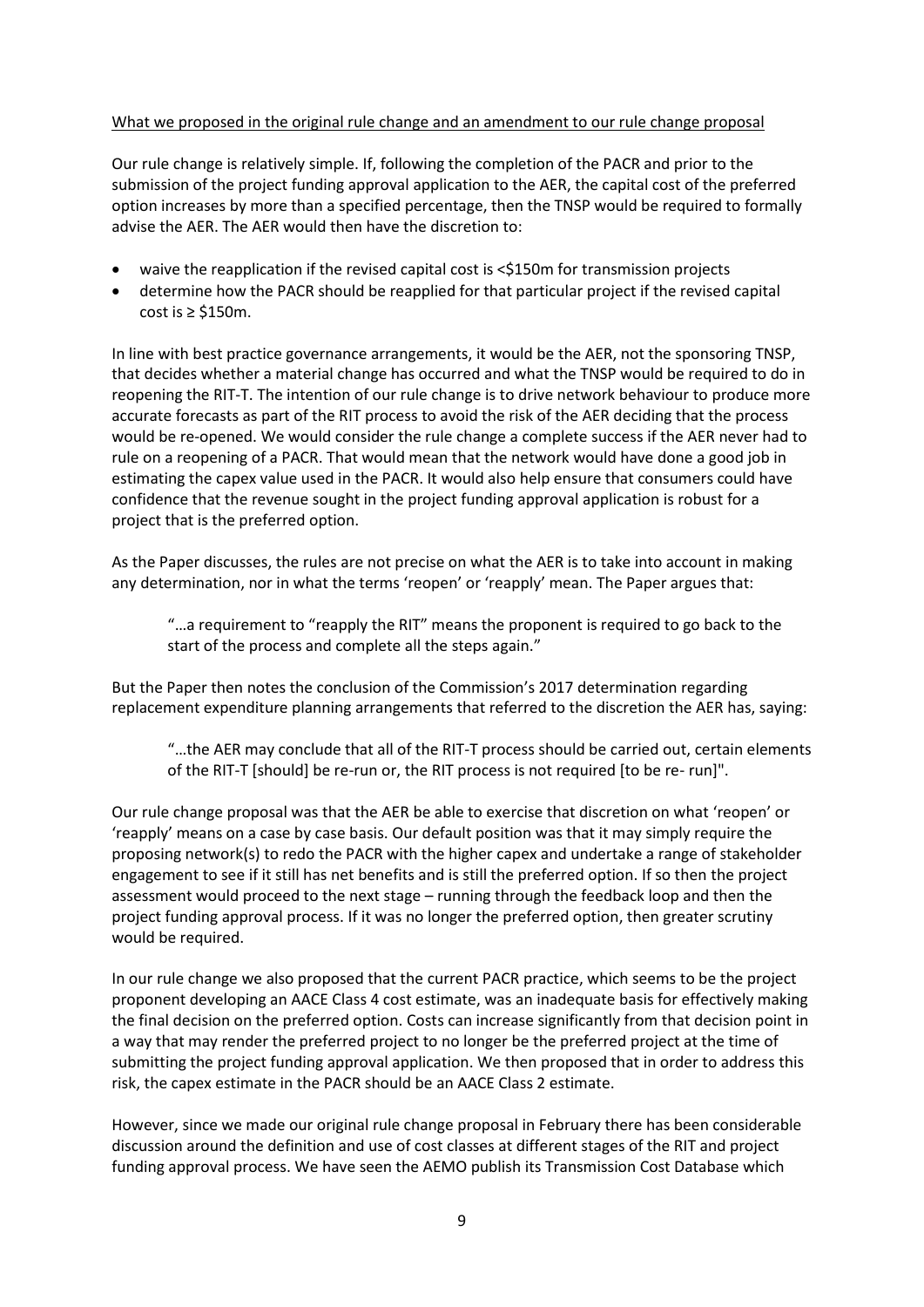What we proposed in the original rule change and an amendment to our rule change proposal

Our rule change is relatively simple. If, following the completion of the PACR and prior to the submission of the project funding approval application to the AER, the capital cost of the preferred option increases by more than a specified percentage, then the TNSP would be required to formally advise the AER. The AER would then have the discretion to:

- waive the reapplication if the revised capital cost is <$150m for transmission projects
- determine how the PACR should be reapplied for that particular project if the revised capital cost is ≥ $150m.

In line with best practice governance arrangements, it would be the AER, not the sponsoring TNSP, that decides whether a material change has occurred and what the TNSP would be required to do in reopening the RIT-T. The intention of our rule change is to drive network behaviour to produce more accurate forecasts as part of the RIT process to avoid the risk of the AER deciding that the process would be re-opened. We would consider the rule change a complete success if the AER never had to rule on a reopening of a PACR. That would mean that the network would have done a good job in estimating the capex value used in the PACR. It would also help ensure that consumers could have confidence that the revenue sought in the project funding approval application is robust for a project that is the preferred option.

As the Paper discusses, the rules are not precise on what the AER is to take into account in making any determination, nor in what the terms 'reopen' or 'reapply' mean. The Paper argues that:

> "…a requirement to "reapply the RIT" means the proponent is required to go back to the start of the process and complete all the steps again."

But the Paper then notes the conclusion of the Commission's 2017 determination regarding replacement expenditure planning arrangements that referred to the discretion the AER has, saying:

> "…the AER may conclude that all of the RIT-T process should be carried out, certain elements of the RIT-T [should] be re-run or, the RIT process is not required [to be re- run]".

Our rule change proposal was that the AER be able to exercise that discretion on what 'reopen' or 'reapply' means on a case by case basis. Our default position was that it may simply require the proposing network(s) to redo the PACR with the higher capex and undertake a range of stakeholder engagement to see if it still has net benefits and is still the preferred option. If so then the project assessment would proceed to the next stage – running through the feedback loop and then the project funding approval process. If it was no longer the preferred option, then greater scrutiny would be required.

In our rule change we also proposed that the current PACR practice, which seems to be the project proponent developing an AACE Class 4 cost estimate, was an inadequate basis for effectively making the final decision on the preferred option. Costs can increase significantly from that decision point in a way that may render the preferred project to no longer be the preferred project at the time of submitting the project funding approval application. We then proposed that in order to address this risk, the capex estimate in the PACR should be an AACE Class 2 estimate.

However, since we made our original rule change proposal in February there has been considerable discussion around the definition and use of cost classes at different stages of the RIT and project funding approval process. We have seen the AEMO publish its Transmission Cost Database which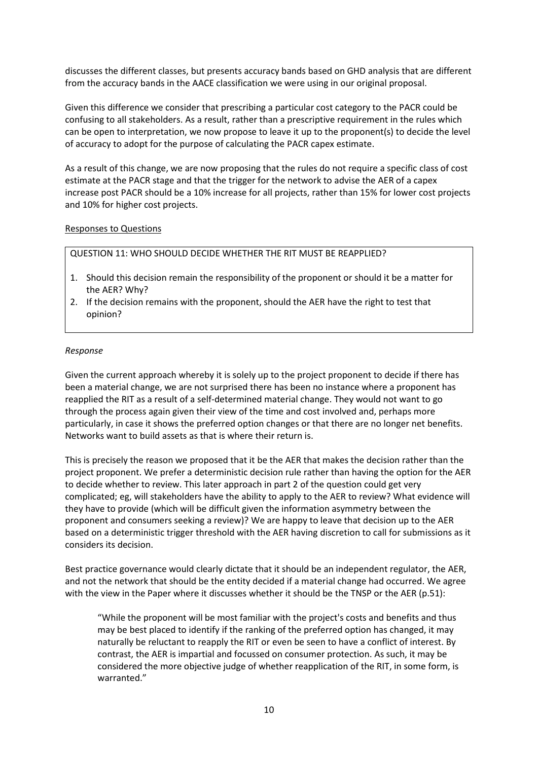discusses the different classes, but presents accuracy bands based on GHD analysis that are different from the accuracy bands in the AACE classification we were using in our original proposal.

Given this difference we consider that prescribing a particular cost category to the PACR could be confusing to all stakeholders. As a result, rather than a prescriptive requirement in the rules which can be open to interpretation, we now propose to leave it up to the proponent(s) to decide the level of accuracy to adopt for the purpose of calculating the PACR capex estimate.

As a result of this change, we are now proposing that the rules do not require a specific class of cost estimate at the PACR stage and that the trigger for the network to advise the AER of a capex increase post PACR should be a 10% increase for all projects, rather than 15% for lower cost projects and 10% for higher cost projects.

Responses to Questions

QUESTION 11: WHO SHOULD DECIDE WHETHER THE RIT MUST BE REAPPLIED?

1. Should this decision remain the responsibility of the proponent or should it be a matter for the AER? Why?
2. If the decision remains with the proponent, should the AER have the right to test that opinion?

*Response*

Given the current approach whereby it is solely up to the project proponent to decide if there has been a material change, we are not surprised there has been no instance where a proponent has reapplied the RIT as a result of a self-determined material change. They would not want to go through the process again given their view of the time and cost involved and, perhaps more particularly, in case it shows the preferred option changes or that there are no longer net benefits. Networks want to build assets as that is where their return is.

This is precisely the reason we proposed that it be the AER that makes the decision rather than the project proponent. We prefer a deterministic decision rule rather than having the option for the AER to decide whether to review. This later approach in part 2 of the question could get very complicated; eg, will stakeholders have the ability to apply to the AER to review? What evidence will they have to provide (which will be difficult given the information asymmetry between the proponent and consumers seeking a review)? We are happy to leave that decision up to the AER based on a deterministic trigger threshold with the AER having discretion to call for submissions as it considers its decision.

Best practice governance would clearly dictate that it should be an independent regulator, the AER, and not the network that should be the entity decided if a material change had occurred. We agree with the view in the Paper where it discusses whether it should be the TNSP or the AER (p.51):

> "While the proponent will be most familiar with the project's costs and benefits and thus may be best placed to identify if the ranking of the preferred option has changed, it may naturally be reluctant to reapply the RIT or even be seen to have a conflict of interest. By contrast, the AER is impartial and focussed on consumer protection. As such, it may be considered the more objective judge of whether reapplication of the RIT, in some form, is warranted."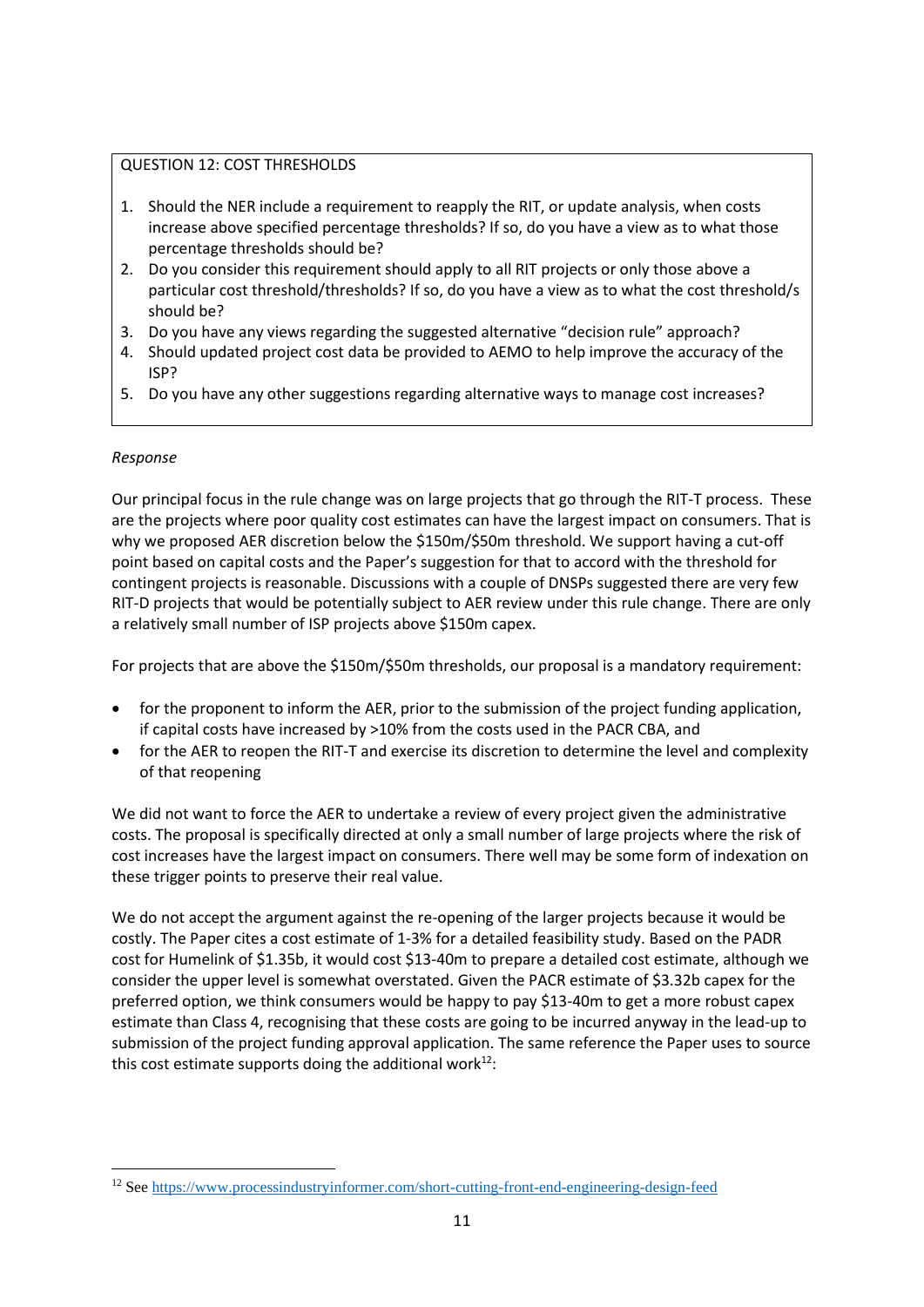QUESTION 12: COST THRESHOLDS

1. Should the NER include a requirement to reapply the RIT, or update analysis, when costs increase above specified percentage thresholds? If so, do you have a view as to what those percentage thresholds should be?
2. Do you consider this requirement should apply to all RIT projects or only those above a particular cost threshold/thresholds? If so, do you have a view as to what the cost threshold/s should be?
3. Do you have any views regarding the suggested alternative "decision rule" approach?
4. Should updated project cost data be provided to AEMO to help improve the accuracy of the ISP?
5. Do you have any other suggestions regarding alternative ways to manage cost increases?

*Response*

Our principal focus in the rule change was on large projects that go through the RIT-T process. These are the projects where poor quality cost estimates can have the largest impact on consumers. That is why we proposed AER discretion below the $150m/$50m threshold. We support having a cut-off point based on capital costs and the Paper's suggestion for that to accord with the threshold for contingent projects is reasonable. Discussions with a couple of DNSPs suggested there are very few RIT-D projects that would be potentially subject to AER review under this rule change. There are only a relatively small number of ISP projects above $150m capex.

For projects that are above the $150m/$50m thresholds, our proposal is a mandatory requirement:

- for the proponent to inform the AER, prior to the submission of the project funding application, if capital costs have increased by >10% from the costs used in the PACR CBA, and
- for the AER to reopen the RIT-T and exercise its discretion to determine the level and complexity of that reopening

We did not want to force the AER to undertake a review of every project given the administrative costs. The proposal is specifically directed at only a small number of large projects where the risk of cost increases have the largest impact on consumers. There well may be some form of indexation on these trigger points to preserve their real value.

We do not accept the argument against the re-opening of the larger projects because it would be costly. The Paper cites a cost estimate of 1-3% for a detailed feasibility study. Based on the PADR cost for Humelink of $1.35b, it would cost $13-40m to prepare a detailed cost estimate, although we consider the upper level is somewhat overstated. Given the PACR estimate of $3.32b capex for the preferred option, we think consumers would be happy to pay $13-40m to get a more robust capex estimate than Class 4, recognising that these costs are going to be incurred anyway in the lead-up to submission of the project funding approval application. The same reference the Paper uses to source this cost estimate supports doing the additional work[12]:

[12] See https://www.processindustryinformer.com/short-cutting-front-end-engineering-design-feed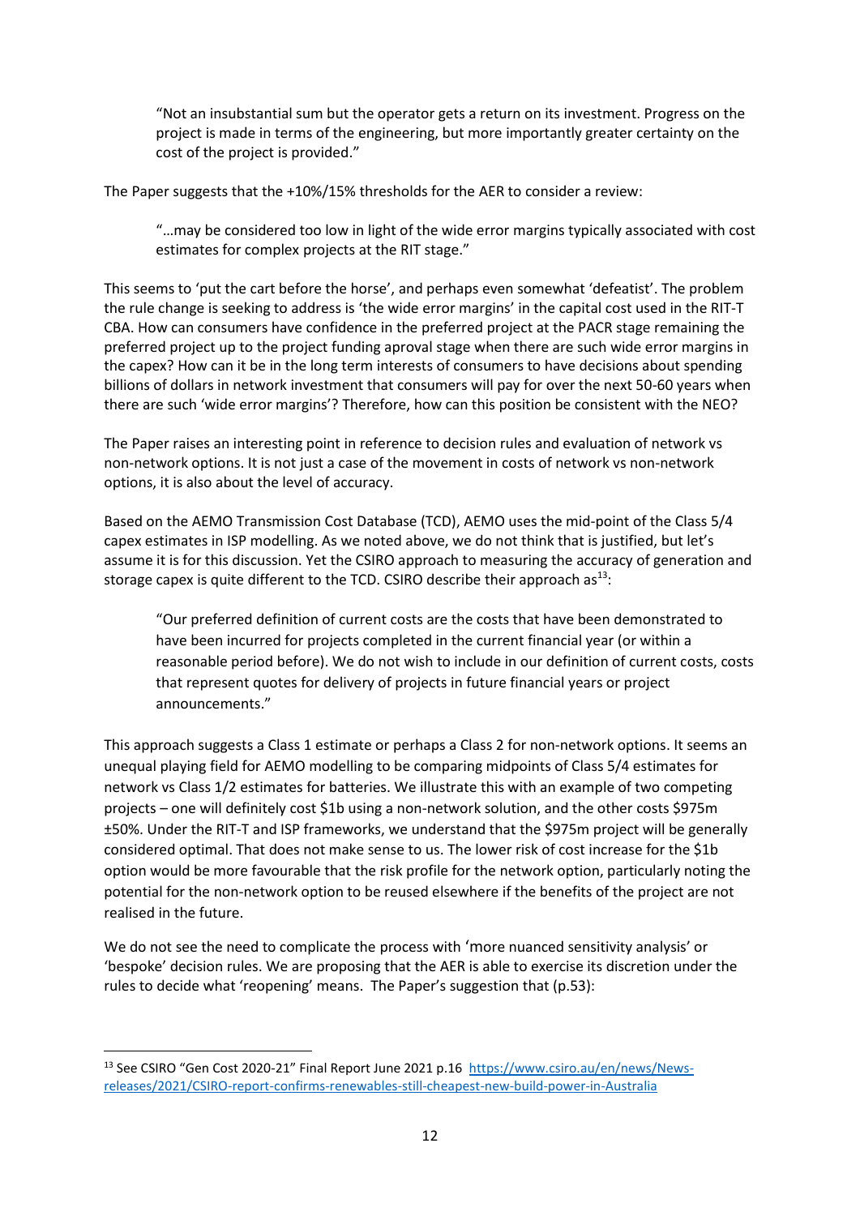> "Not an insubstantial sum but the operator gets a return on its investment. Progress on the project is made in terms of the engineering, but more importantly greater certainty on the cost of the project is provided."

The Paper suggests that the +10%/15% thresholds for the AER to consider a review:

> "…may be considered too low in light of the wide error margins typically associated with cost estimates for complex projects at the RIT stage."

This seems to 'put the cart before the horse', and perhaps even somewhat 'defeatist'. The problem the rule change is seeking to address is 'the wide error margins' in the capital cost used in the RIT-T CBA. How can consumers have confidence in the preferred project at the PACR stage remaining the preferred project up to the project funding aproval stage when there are such wide error margins in the capex? How can it be in the long term interests of consumers to have decisions about spending billions of dollars in network investment that consumers will pay for over the next 50-60 years when there are such 'wide error margins'? Therefore, how can this position be consistent with the NEO?

The Paper raises an interesting point in reference to decision rules and evaluation of network vs non-network options. It is not just a case of the movement in costs of network vs non-network options, it is also about the level of accuracy.

Based on the AEMO Transmission Cost Database (TCD), AEMO uses the mid-point of the Class 5/4 capex estimates in ISP modelling. As we noted above, we do not think that is justified, but let's assume it is for this discussion. Yet the CSIRO approach to measuring the accuracy of generation and storage capex is quite different to the TCD. CSIRO describe their approach as[13]:

> "Our preferred definition of current costs are the costs that have been demonstrated to have been incurred for projects completed in the current financial year (or within a reasonable period before). We do not wish to include in our definition of current costs, costs that represent quotes for delivery of projects in future financial years or project announcements."

This approach suggests a Class 1 estimate or perhaps a Class 2 for non-network options. It seems an unequal playing field for AEMO modelling to be comparing midpoints of Class 5/4 estimates for network vs Class 1/2 estimates for batteries. We illustrate this with an example of two competing projects – one will definitely cost $1b using a non-network solution, and the other costs $975m ±50%. Under the RIT-T and ISP frameworks, we understand that the $975m project will be generally considered optimal. That does not make sense to us. The lower risk of cost increase for the $1b option would be more favourable that the risk profile for the network option, particularly noting the potential for the non-network option to be reused elsewhere if the benefits of the project are not realised in the future.

We do not see the need to complicate the process with 'more nuanced sensitivity analysis' or 'bespoke' decision rules. We are proposing that the AER is able to exercise its discretion under the rules to decide what 'reopening' means. The Paper's suggestion that (p.53):

---

[13] See CSIRO "Gen Cost 2020-21" Final Report June 2021 p.16 https://www.csiro.au/en/news/News-releases/2021/CSIRO-report-confirms-renewables-still-cheapest-new-build-power-in-Australia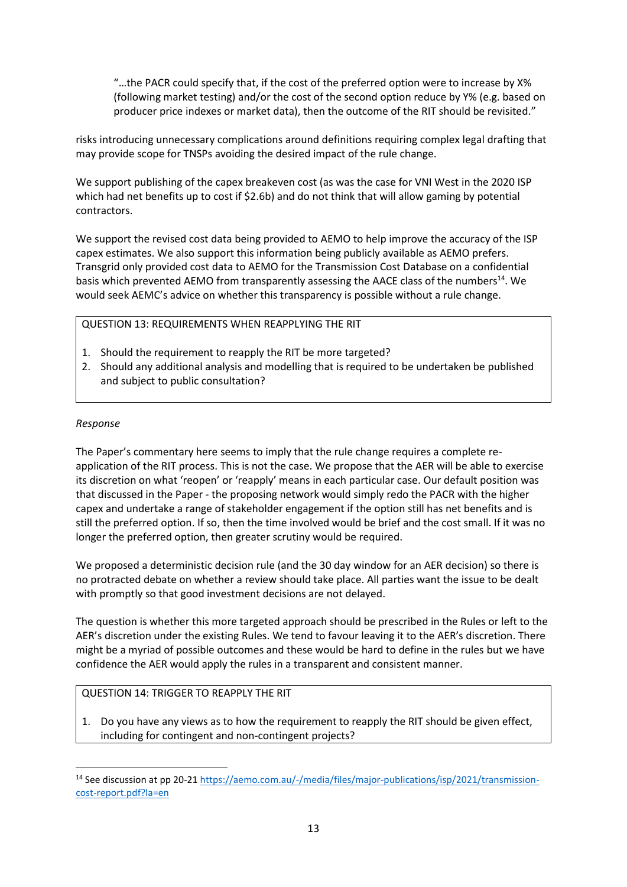> "…the PACR could specify that, if the cost of the preferred option were to increase by X% (following market testing) and/or the cost of the second option reduce by Y% (e.g. based on producer price indexes or market data), then the outcome of the RIT should be revisited."

risks introducing unnecessary complications around definitions requiring complex legal drafting that may provide scope for TNSPs avoiding the desired impact of the rule change.

We support publishing of the capex breakeven cost (as was the case for VNI West in the 2020 ISP which had net benefits up to cost if $2.6b) and do not think that will allow gaming by potential contractors.

We support the revised cost data being provided to AEMO to help improve the accuracy of the ISP capex estimates. We also support this information being publicly available as AEMO prefers. Transgrid only provided cost data to AEMO for the Transmission Cost Database on a confidential basis which prevented AEMO from transparently assessing the AACE class of the numbers[14]. We would seek AEMC's advice on whether this transparency is possible without a rule change.

> QUESTION 13: REQUIREMENTS WHEN REAPPLYING THE RIT
>
> 1. Should the requirement to reapply the RIT be more targeted?
> 2. Should any additional analysis and modelling that is required to be undertaken be published and subject to public consultation?

*Response*

The Paper's commentary here seems to imply that the rule change requires a complete re-application of the RIT process. This is not the case. We propose that the AER will be able to exercise its discretion on what 'reopen' or 'reapply' means in each particular case. Our default position was that discussed in the Paper - the proposing network would simply redo the PACR with the higher capex and undertake a range of stakeholder engagement if the option still has net benefits and is still the preferred option. If so, then the time involved would be brief and the cost small. If it was no longer the preferred option, then greater scrutiny would be required.

We proposed a deterministic decision rule (and the 30 day window for an AER decision) so there is no protracted debate on whether a review should take place. All parties want the issue to be dealt with promptly so that good investment decisions are not delayed.

The question is whether this more targeted approach should be prescribed in the Rules or left to the AER's discretion under the existing Rules. We tend to favour leaving it to the AER's discretion. There might be a myriad of possible outcomes and these would be hard to define in the rules but we have confidence the AER would apply the rules in a transparent and consistent manner.

> QUESTION 14: TRIGGER TO REAPPLY THE RIT
>
> 1. Do you have any views as to how the requirement to reapply the RIT should be given effect, including for contingent and non-contingent projects?

---

[14] See discussion at pp 20-21 https://aemo.com.au/-/media/files/major-publications/isp/2021/transmission-cost-report.pdf?la=en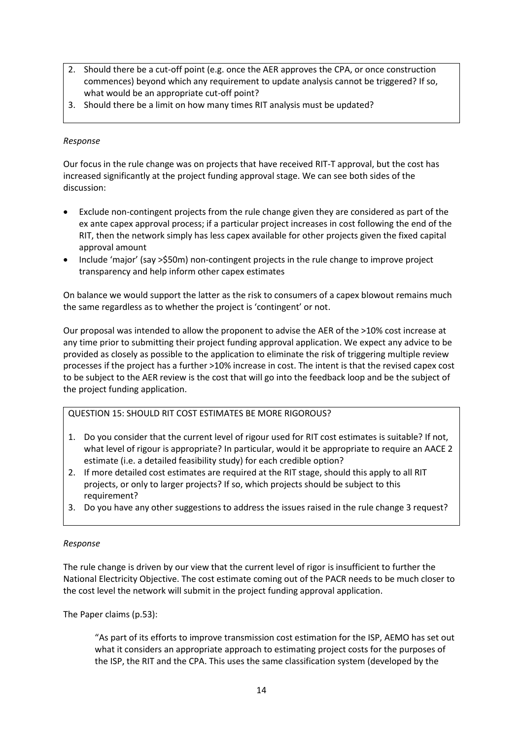2. Should there be a cut-off point (e.g. once the AER approves the CPA, or once construction commences) beyond which any requirement to update analysis cannot be triggered? If so, what would be an appropriate cut-off point?
3. Should there be a limit on how many times RIT analysis must be updated?

*Response*

Our focus in the rule change was on projects that have received RIT-T approval, but the cost has increased significantly at the project funding approval stage. We can see both sides of the discussion:

- Exclude non-contingent projects from the rule change given they are considered as part of the ex ante capex approval process; if a particular project increases in cost following the end of the RIT, then the network simply has less capex available for other projects given the fixed capital approval amount
- Include 'major' (say >$50m) non-contingent projects in the rule change to improve project transparency and help inform other capex estimates

On balance we would support the latter as the risk to consumers of a capex blowout remains much the same regardless as to whether the project is 'contingent' or not.

Our proposal was intended to allow the proponent to advise the AER of the >10% cost increase at any time prior to submitting their project funding approval application. We expect any advice to be provided as closely as possible to the application to eliminate the risk of triggering multiple review processes if the project has a further >10% increase in cost. The intent is that the revised capex cost to be subject to the AER review is the cost that will go into the feedback loop and be the subject of the project funding application.

QUESTION 15: SHOULD RIT COST ESTIMATES BE MORE RIGOROUS?

1. Do you consider that the current level of rigour used for RIT cost estimates is suitable? If not, what level of rigour is appropriate? In particular, would it be appropriate to require an AACE 2 estimate (i.e. a detailed feasibility study) for each credible option?
2. If more detailed cost estimates are required at the RIT stage, should this apply to all RIT projects, or only to larger projects? If so, which projects should be subject to this requirement?
3. Do you have any other suggestions to address the issues raised in the rule change 3 request?

*Response*

The rule change is driven by our view that the current level of rigor is insufficient to further the National Electricity Objective. The cost estimate coming out of the PACR needs to be much closer to the cost level the network will submit in the project funding approval application.

The Paper claims (p.53):

> "As part of its efforts to improve transmission cost estimation for the ISP, AEMO has set out what it considers an appropriate approach to estimating project costs for the purposes of the ISP, the RIT and the CPA. This uses the same classification system (developed by the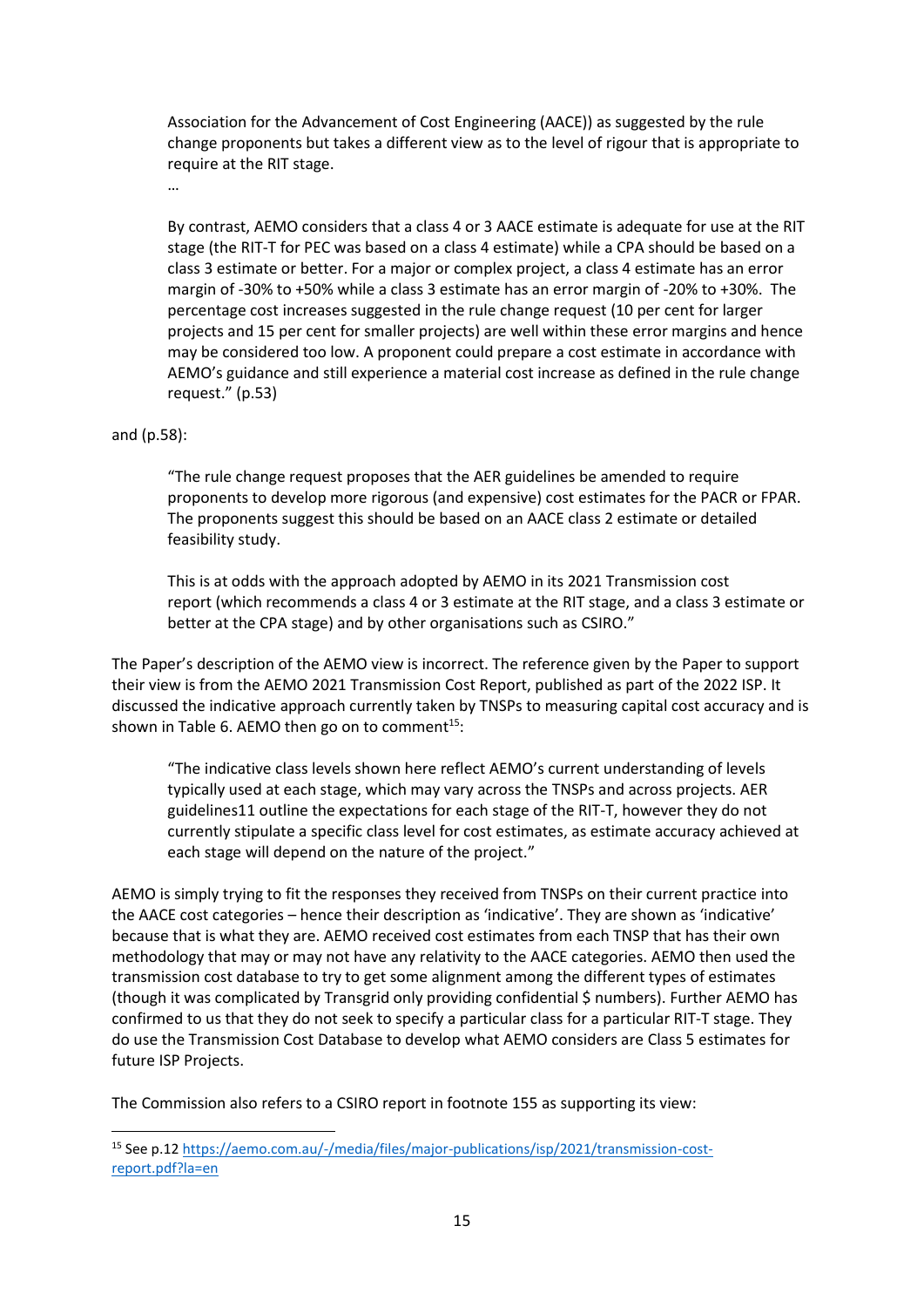> Association for the Advancement of Cost Engineering (AACE)) as suggested by the rule change proponents but takes a different view as to the level of rigour that is appropriate to require at the RIT stage.
>
> …
>
> By contrast, AEMO considers that a class 4 or 3 AACE estimate is adequate for use at the RIT stage (the RIT-T for PEC was based on a class 4 estimate) while a CPA should be based on a class 3 estimate or better. For a major or complex project, a class 4 estimate has an error margin of -30% to +50% while a class 3 estimate has an error margin of -20% to +30%. The percentage cost increases suggested in the rule change request (10 per cent for larger projects and 15 per cent for smaller projects) are well within these error margins and hence may be considered too low. A proponent could prepare a cost estimate in accordance with AEMO's guidance and still experience a material cost increase as defined in the rule change request." (p.53)

and (p.58):

> "The rule change request proposes that the AER guidelines be amended to require proponents to develop more rigorous (and expensive) cost estimates for the PACR or FPAR. The proponents suggest this should be based on an AACE class 2 estimate or detailed feasibility study.
>
> This is at odds with the approach adopted by AEMO in its 2021 Transmission cost report (which recommends a class 4 or 3 estimate at the RIT stage, and a class 3 estimate or better at the CPA stage) and by other organisations such as CSIRO."

The Paper's description of the AEMO view is incorrect. The reference given by the Paper to support their view is from the AEMO 2021 Transmission Cost Report, published as part of the 2022 ISP. It discussed the indicative approach currently taken by TNSPs to measuring capital cost accuracy and is shown in Table 6. AEMO then go on to comment[15]:

> "The indicative class levels shown here reflect AEMO's current understanding of levels typically used at each stage, which may vary across the TNSPs and across projects. AER guidelines11 outline the expectations for each stage of the RIT-T, however they do not currently stipulate a specific class level for cost estimates, as estimate accuracy achieved at each stage will depend on the nature of the project."

AEMO is simply trying to fit the responses they received from TNSPs on their current practice into the AACE cost categories – hence their description as 'indicative'. They are shown as 'indicative' because that is what they are. AEMO received cost estimates from each TNSP that has their own methodology that may or may not have any relativity to the AACE categories. AEMO then used the transmission cost database to try to get some alignment among the different types of estimates (though it was complicated by Transgrid only providing confidential $ numbers). Further AEMO has confirmed to us that they do not seek to specify a particular class for a particular RIT-T stage. They do use the Transmission Cost Database to develop what AEMO considers are Class 5 estimates for future ISP Projects.

The Commission also refers to a CSIRO report in footnote 155 as supporting its view:

---

[15] See p.12 https://aemo.com.au/-/media/files/major-publications/isp/2021/transmission-cost-report.pdf?la=en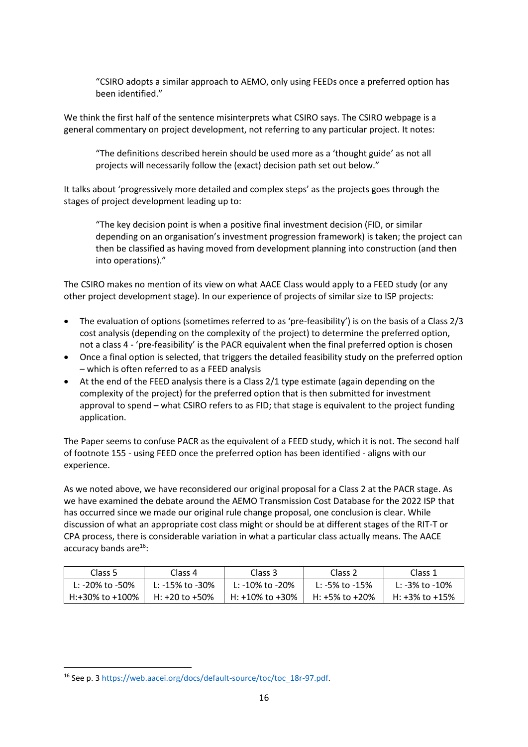> "CSIRO adopts a similar approach to AEMO, only using FEEDs once a preferred option has been identified."

We think the first half of the sentence misinterprets what CSIRO says. The CSIRO webpage is a general commentary on project development, not referring to any particular project. It notes:

> "The definitions described herein should be used more as a 'thought guide' as not all projects will necessarily follow the (exact) decision path set out below."

It talks about 'progressively more detailed and complex steps' as the projects goes through the stages of project development leading up to:

> "The key decision point is when a positive final investment decision (FID, or similar depending on an organisation's investment progression framework) is taken; the project can then be classified as having moved from development planning into construction (and then into operations)."

The CSIRO makes no mention of its view on what AACE Class would apply to a FEED study (or any other project development stage). In our experience of projects of similar size to ISP projects:

- The evaluation of options (sometimes referred to as 'pre-feasibility') is on the basis of a Class 2/3 cost analysis (depending on the complexity of the project) to determine the preferred option, not a class 4 - 'pre-feasibility' is the PACR equivalent when the final preferred option is chosen
- Once a final option is selected, that triggers the detailed feasibility study on the preferred option – which is often referred to as a FEED analysis
- At the end of the FEED analysis there is a Class 2/1 type estimate (again depending on the complexity of the project) for the preferred option that is then submitted for investment approval to spend – what CSIRO refers to as FID; that stage is equivalent to the project funding application.

The Paper seems to confuse PACR as the equivalent of a FEED study, which it is not. The second half of footnote 155 - using FEED once the preferred option has been identified - aligns with our experience.

As we noted above, we have reconsidered our original proposal for a Class 2 at the PACR stage. As we have examined the debate around the AEMO Transmission Cost Database for the 2022 ISP that has occurred since we made our original rule change proposal, one conclusion is clear. While discussion of what an appropriate cost class might or should be at different stages of the RIT-T or CPA process, there is considerable variation in what a particular class actually means. The AACE accuracy bands are[16]:

| Class 5 | Class 4 | Class 3 | Class 2 | Class 1 |
|---|---|---|---|---|
| L: -20% to -50%<br>H:+30% to +100% | L: -15% to -30%<br>H: +20 to +50% | L: -10% to -20%<br>H: +10% to +30% | L: -5% to -15%<br>H: +5% to +20% | L: -3% to -10%<br>H: +3% to +15% |

[16] See p. 3 https://web.aacei.org/docs/default-source/toc/toc_18r-97.pdf.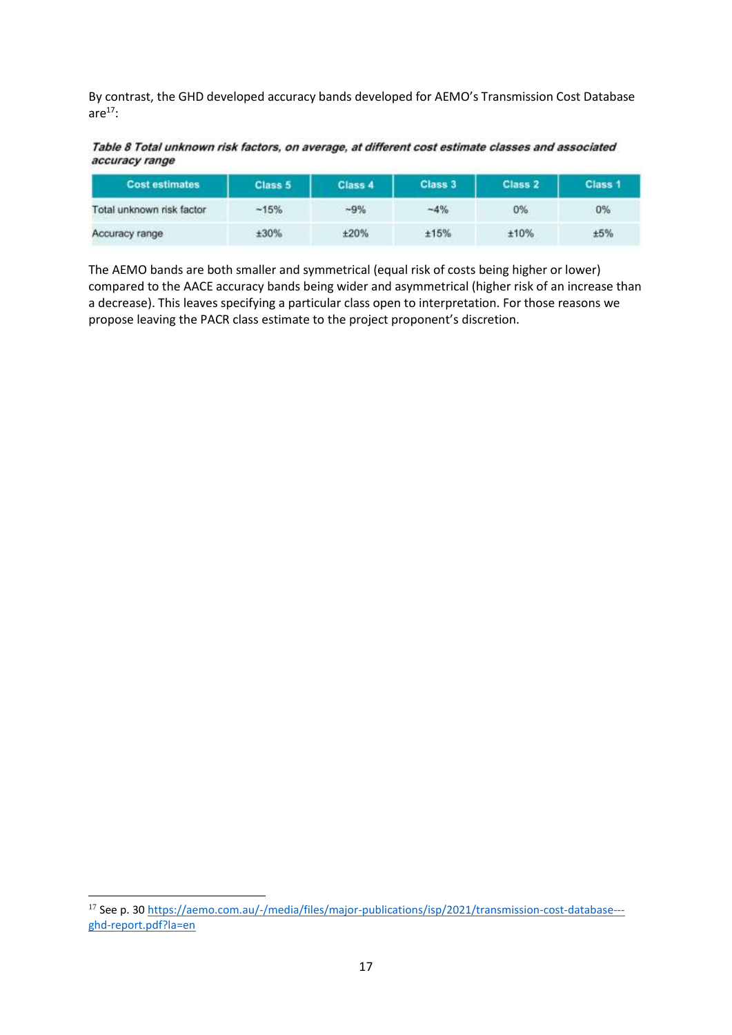By contrast, the GHD developed accuracy bands developed for AEMO's Transmission Cost Database are[17]:

***Table 8 Total unknown risk factors, on average, at different cost estimate classes and associated accuracy range***

| Cost estimates | Class 5 | Class 4 | Class 3 | Class 2 | Class 1 |
|---|---|---|---|---|---|
| Total unknown risk factor | ~15% | ~9% | ~4% | 0% | 0% |
| Accuracy range | ±30% | ±20% | ±15% | ±10% | ±5% |

The AEMO bands are both smaller and symmetrical (equal risk of costs being higher or lower) compared to the AACE accuracy bands being wider and asymmetrical (higher risk of an increase than a decrease). This leaves specifying a particular class open to interpretation. For those reasons we propose leaving the PACR class estimate to the project proponent's discretion.

[17] See p. 30 https://aemo.com.au/-/media/files/major-publications/isp/2021/transmission-cost-database---ghd-report.pdf?la=en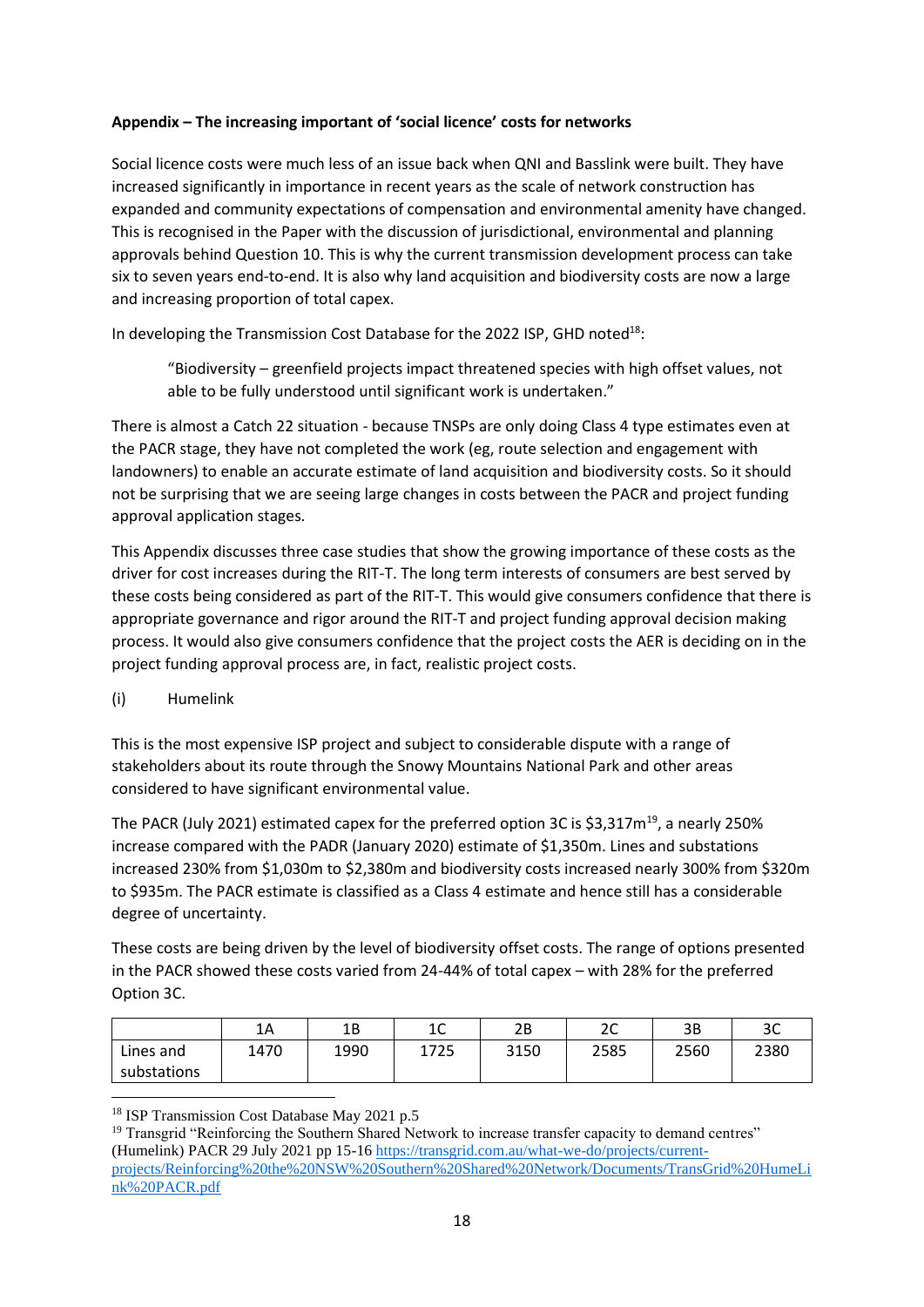**Appendix – The increasing important of 'social licence' costs for networks**

Social licence costs were much less of an issue back when QNI and Basslink were built. They have increased significantly in importance in recent years as the scale of network construction has expanded and community expectations of compensation and environmental amenity have changed. This is recognised in the Paper with the discussion of jurisdictional, environmental and planning approvals behind Question 10. This is why the current transmission development process can take six to seven years end-to-end. It is also why land acquisition and biodiversity costs are now a large and increasing proportion of total capex.

In developing the Transmission Cost Database for the 2022 ISP, GHD noted[18]:

> "Biodiversity – greenfield projects impact threatened species with high offset values, not able to be fully understood until significant work is undertaken."

There is almost a Catch 22 situation - because TNSPs are only doing Class 4 type estimates even at the PACR stage, they have not completed the work (eg, route selection and engagement with landowners) to enable an accurate estimate of land acquisition and biodiversity costs. So it should not be surprising that we are seeing large changes in costs between the PACR and project funding approval application stages.

This Appendix discusses three case studies that show the growing importance of these costs as the driver for cost increases during the RIT-T. The long term interests of consumers are best served by these costs being considered as part of the RIT-T. This would give consumers confidence that there is appropriate governance and rigor around the RIT-T and project funding approval decision making process. It would also give consumers confidence that the project costs the AER is deciding on in the project funding approval process are, in fact, realistic project costs.

(i) Humelink

This is the most expensive ISP project and subject to considerable dispute with a range of stakeholders about its route through the Snowy Mountains National Park and other areas considered to have significant environmental value.

The PACR (July 2021) estimated capex for the preferred option 3C is $3,317m[19], a nearly 250% increase compared with the PADR (January 2020) estimate of $1,350m. Lines and substations increased 230% from $1,030m to $2,380m and biodiversity costs increased nearly 300% from $320m to $935m. The PACR estimate is classified as a Class 4 estimate and hence still has a considerable degree of uncertainty.

These costs are being driven by the level of biodiversity offset costs. The range of options presented in the PACR showed these costs varied from 24-44% of total capex – with 28% for the preferred Option 3C.

| | 1A | 1B | 1C | 2B | 2C | 3B | 3C |
|---|---|---|---|---|---|---|---|
| Lines and substations | 1470 | 1990 | 1725 | 3150 | 2585 | 2560 | 2380 |

[18] ISP Transmission Cost Database May 2021 p.5

[19] Transgrid "Reinforcing the Southern Shared Network to increase transfer capacity to demand centres" (Humelink) PACR 29 July 2021 pp 15-16 https://transgrid.com.au/what-we-do/projects/current-projects/Reinforcing%20the%20NSW%20Southern%20Shared%20Network/Documents/TransGrid%20HumeLink%20PACR.pdf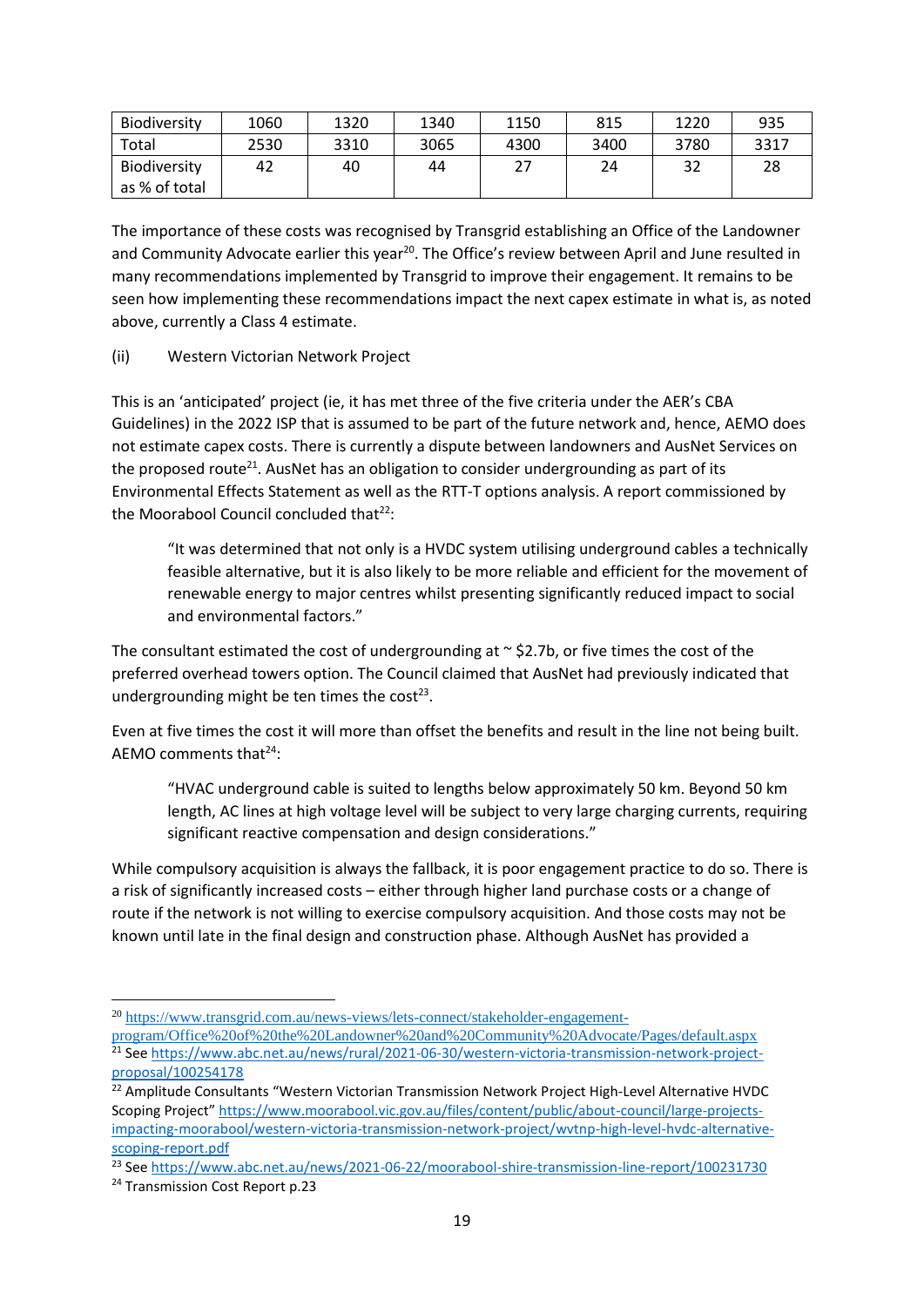| Biodiversity | 1060 | 1320 | 1340 | 1150 | 815 | 1220 | 935 |
|---|---|---|---|---|---|---|---|
| Total | 2530 | 3310 | 3065 | 4300 | 3400 | 3780 | 3317 |
| Biodiversity as % of total | 42 | 40 | 44 | 27 | 24 | 32 | 28 |

The importance of these costs was recognised by Transgrid establishing an Office of the Landowner and Community Advocate earlier this year[20]. The Office's review between April and June resulted in many recommendations implemented by Transgrid to improve their engagement. It remains to be seen how implementing these recommendations impact the next capex estimate in what is, as noted above, currently a Class 4 estimate.

(ii) Western Victorian Network Project

This is an 'anticipated' project (ie, it has met three of the five criteria under the AER's CBA Guidelines) in the 2022 ISP that is assumed to be part of the future network and, hence, AEMO does not estimate capex costs. There is currently a dispute between landowners and AusNet Services on the proposed route[21]. AusNet has an obligation to consider undergrounding as part of its Environmental Effects Statement as well as the RTT-T options analysis. A report commissioned by the Moorabool Council concluded that[22]:

> "It was determined that not only is a HVDC system utilising underground cables a technically feasible alternative, but it is also likely to be more reliable and efficient for the movement of renewable energy to major centres whilst presenting significantly reduced impact to social and environmental factors."

The consultant estimated the cost of undergrounding at ~ $2.7b, or five times the cost of the preferred overhead towers option. The Council claimed that AusNet had previously indicated that undergrounding might be ten times the cost[23].

Even at five times the cost it will more than offset the benefits and result in the line not being built. AEMO comments that[24]:

> "HVAC underground cable is suited to lengths below approximately 50 km. Beyond 50 km length, AC lines at high voltage level will be subject to very large charging currents, requiring significant reactive compensation and design considerations."

While compulsory acquisition is always the fallback, it is poor engagement practice to do so. There is a risk of significantly increased costs – either through higher land purchase costs or a change of route if the network is not willing to exercise compulsory acquisition. And those costs may not be known until late in the final design and construction phase. Although AusNet has provided a

---

[20] https://www.transgrid.com.au/news-views/lets-connect/stakeholder-engagement-program/Office%20of%20the%20Landowner%20and%20Community%20Advocate/Pages/default.aspx

[21] See https://www.abc.net.au/news/rural/2021-06-30/western-victoria-transmission-network-project-proposal/100254178

[22] Amplitude Consultants "Western Victorian Transmission Network Project High-Level Alternative HVDC Scoping Project" https://www.moorabool.vic.gov.au/files/content/public/about-council/large-projects-impacting-moorabool/western-victoria-transmission-network-project/wvtnp-high-level-hvdc-alternative-scoping-report.pdf

[23] See https://www.abc.net.au/news/2021-06-22/moorabool-shire-transmission-line-report/100231730

[24] Transmission Cost Report p.23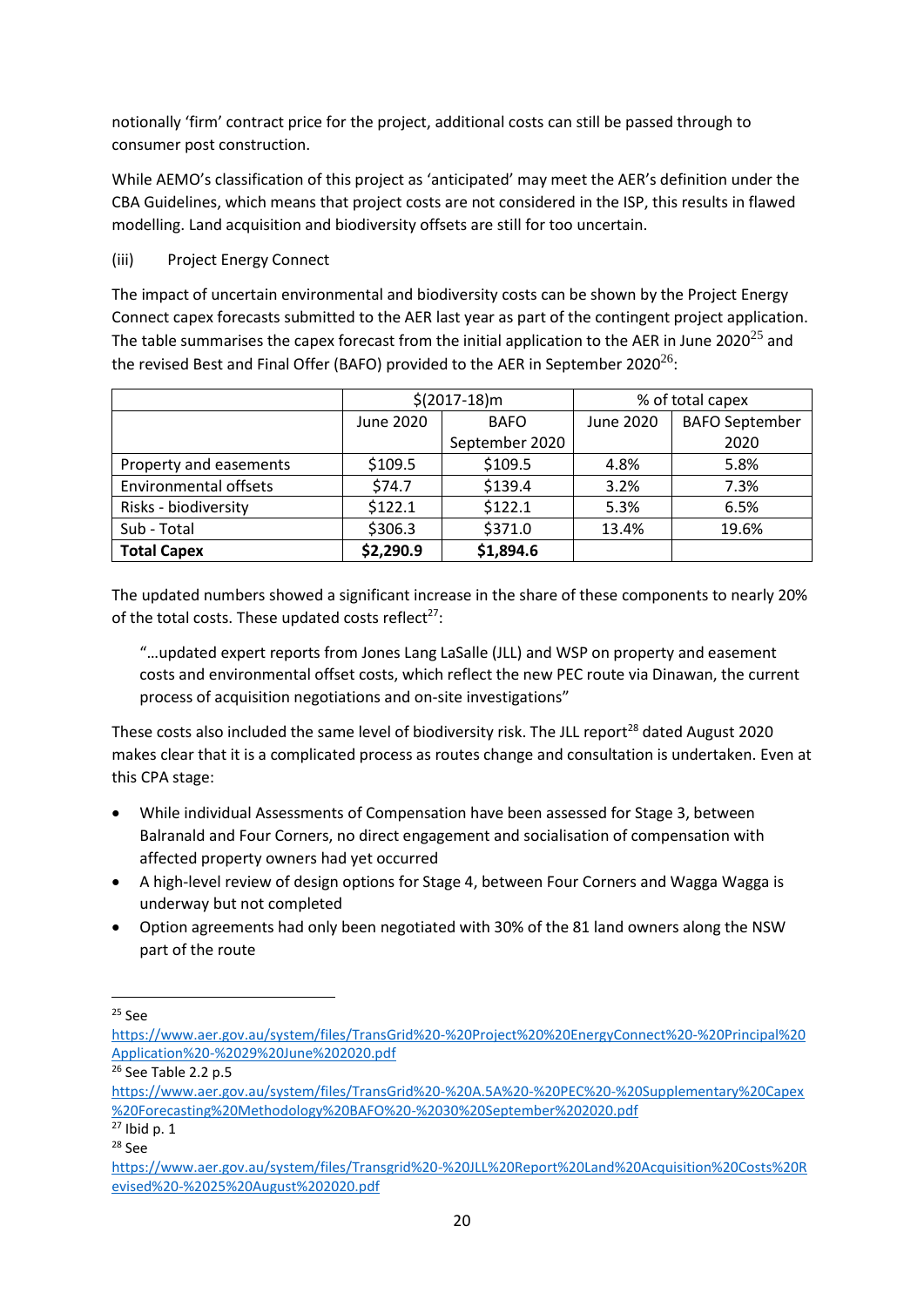notionally 'firm' contract price for the project, additional costs can still be passed through to consumer post construction.

While AEMO's classification of this project as 'anticipated' may meet the AER's definition under the CBA Guidelines, which means that project costs are not considered in the ISP, this results in flawed modelling. Land acquisition and biodiversity offsets are still for too uncertain.

(iii) Project Energy Connect

The impact of uncertain environmental and biodiversity costs can be shown by the Project Energy Connect capex forecasts submitted to the AER last year as part of the contingent project application. The table summarises the capex forecast from the initial application to the AER in June 2020[25] and the revised Best and Final Offer (BAFO) provided to the AER in September 2020[26]:

| | $(2017-18)m | | % of total capex | |
|---|---|---|---|---|
| | June 2020 | BAFO September 2020 | June 2020 | BAFO September 2020 |
| Property and easements | $109.5 | $109.5 | 4.8% | 5.8% |
| Environmental offsets | $74.7 | $139.4 | 3.2% | 7.3% |
| Risks - biodiversity | $122.1 | $122.1 | 5.3% | 6.5% |
| Sub - Total | $306.3 | $371.0 | 13.4% | 19.6% |
| **Total Capex** | **$2,290.9** | **$1,894.6** | | |

The updated numbers showed a significant increase in the share of these components to nearly 20% of the total costs. These updated costs reflect[27]:

> "…updated expert reports from Jones Lang LaSalle (JLL) and WSP on property and easement costs and environmental offset costs, which reflect the new PEC route via Dinawan, the current process of acquisition negotiations and on-site investigations"

These costs also included the same level of biodiversity risk. The JLL report[28] dated August 2020 makes clear that it is a complicated process as routes change and consultation is undertaken. Even at this CPA stage:

- While individual Assessments of Compensation have been assessed for Stage 3, between Balranald and Four Corners, no direct engagement and socialisation of compensation with affected property owners had yet occurred
- A high-level review of design options for Stage 4, between Four Corners and Wagga Wagga is underway but not completed
- Option agreements had only been negotiated with 30% of the 81 land owners along the NSW part of the route

---

[25] See https://www.aer.gov.au/system/files/TransGrid%20-%20Project%20%20EnergyConnect%20-%20Principal%20Application%20-%2029%20June%202020.pdf

[26] See Table 2.2 p.5 https://www.aer.gov.au/system/files/TransGrid%20-%20A.5A%20-%20PEC%20-%20Supplementary%20Capex%20Forecasting%20Methodology%20BAFO%20-%2030%20September%202020.pdf

[27] Ibid p. 1

[28] See https://www.aer.gov.au/system/files/Transgrid%20-%20JLL%20Report%20Land%20Acquisition%20Costs%20Revised%20-%2025%20August%202020.pdf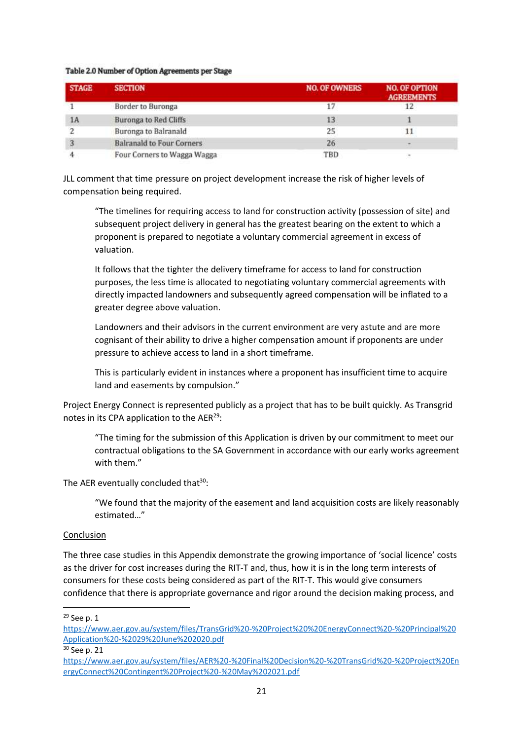**Table 2.0 Number of Option Agreements per Stage**

| STAGE | SECTION | NO. OF OWNERS | NO. OF OPTION AGREEMENTS |
|---|---|---|---|
| 1 | Border to Buronga | 17 | 12 |
| 1A | Buronga to Red Cliffs | 13 | 1 |
| 2 | Buronga to Balranald | 25 | 11 |
| 3 | Balranald to Four Corners | 26 | - |
| 4 | Four Corners to Wagga Wagga | TBD | - |

JLL comment that time pressure on project development increase the risk of higher levels of compensation being required.

> "The timelines for requiring access to land for construction activity (possession of site) and subsequent project delivery in general has the greatest bearing on the extent to which a proponent is prepared to negotiate a voluntary commercial agreement in excess of valuation.
>
> It follows that the tighter the delivery timeframe for access to land for construction purposes, the less time is allocated to negotiating voluntary commercial agreements with directly impacted landowners and subsequently agreed compensation will be inflated to a greater degree above valuation.
>
> Landowners and their advisors in the current environment are very astute and are more cognisant of their ability to drive a higher compensation amount if proponents are under pressure to achieve access to land in a short timeframe.
>
> This is particularly evident in instances where a proponent has insufficient time to acquire land and easements by compulsion."

Project Energy Connect is represented publicly as a project that has to be built quickly. As Transgrid notes in its CPA application to the AER[29]:

> "The timing for the submission of this Application is driven by our commitment to meet our contractual obligations to the SA Government in accordance with our early works agreement with them."

The AER eventually concluded that[30]:

> "We found that the majority of the easement and land acquisition costs are likely reasonably estimated…"

<u>Conclusion</u>

The three case studies in this Appendix demonstrate the growing importance of 'social licence' costs as the driver for cost increases during the RIT-T and, thus, how it is in the long term interests of consumers for these costs being considered as part of the RIT-T. This would give consumers confidence that there is appropriate governance and rigor around the decision making process, and

---

[29] See p. 1 https://www.aer.gov.au/system/files/TransGrid%20-%20Project%20EnergyConnect%20-%20Principal%20Application%20-%2029%20June%202020.pdf

[30] See p. 21 https://www.aer.gov.au/system/files/AER%20-%20Final%20Decision%20-%20TransGrid%20-%20Project%20EnergyConnect%20Contingent%20Project%20-%20May%202021.pdf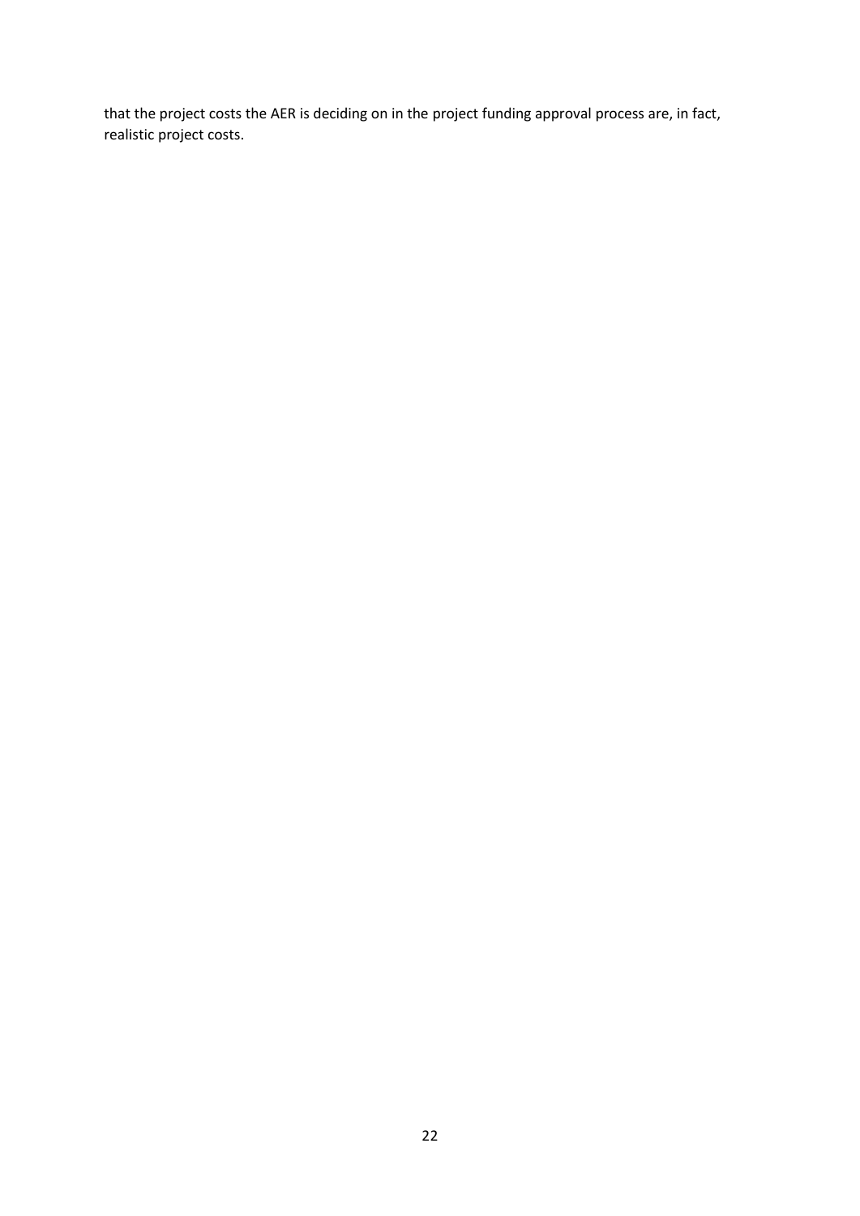that the project costs the AER is deciding on in the project funding approval process are, in fact, realistic project costs.